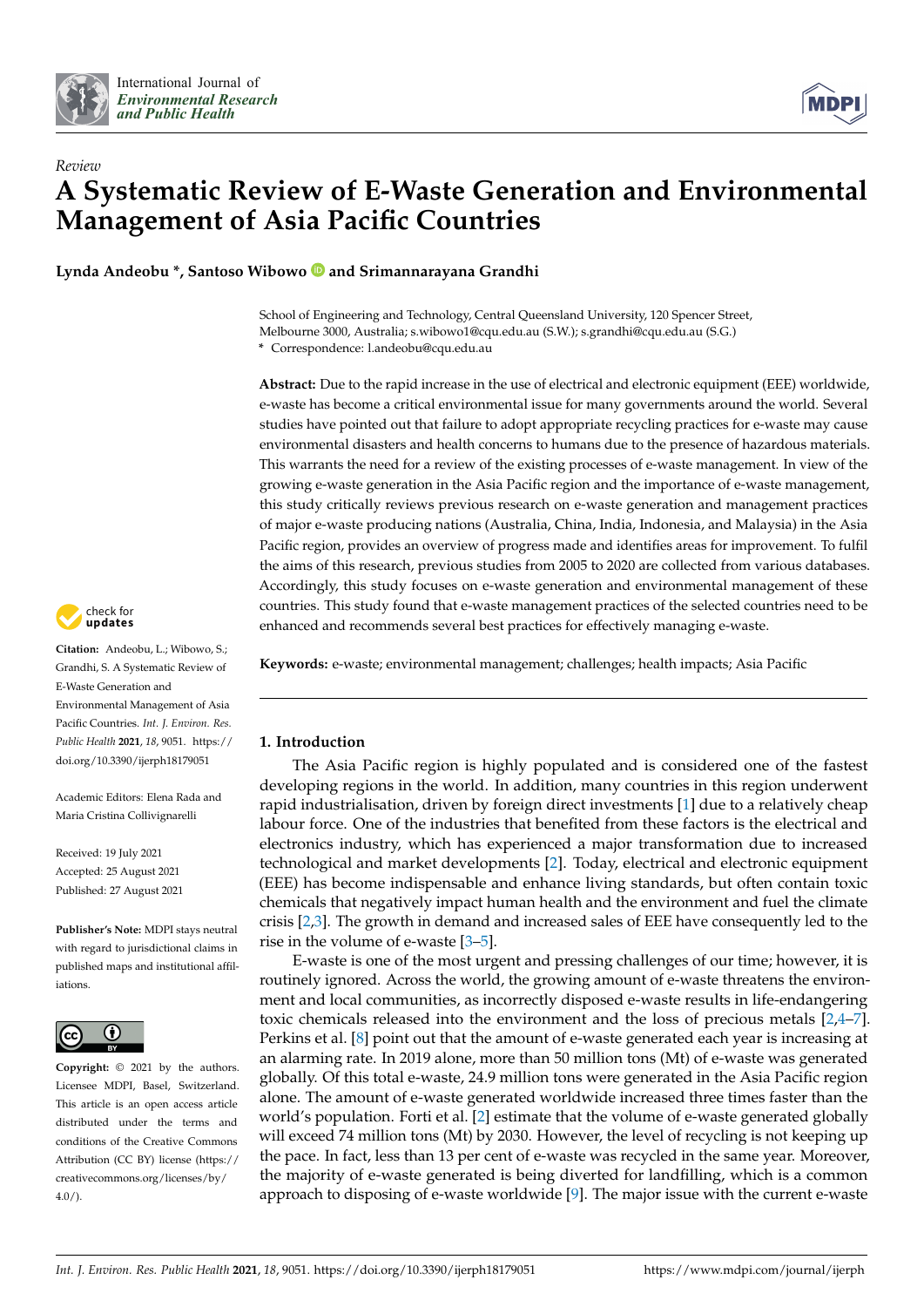International Journal of *Environmental Research and Public Health*

*Review*

# A Systematic Review of E-Waste Generation and Environmental Management of Asia Pacific Countries

**Lynda Andeobu \*, Santoso Wibowo and Srimannarayana Grandhi**

School of Engineering and Technology, Central Queensland University, 120 Spencer Street, Melbourne 3000, Australia; s.wibowo1@cqu.edu.au (S.W.); s.grandhi@cqu.edu.au (S.G.)
\* Correspondence: l.andeobu@cqu.edu.au

**Abstract:** Due to the rapid increase in the use of electrical and electronic equipment (EEE) worldwide, e-waste has become a critical environmental issue for many governments around the world. Several studies have pointed out that failure to adopt appropriate recycling practices for e-waste may cause environmental disasters and health concerns to humans due to the presence of hazardous materials. This warrants the need for a review of the existing processes of e-waste management. In view of the growing e-waste generation in the Asia Pacific region and the importance of e-waste management, this study critically reviews previous research on e-waste generation and management practices of major e-waste producing nations (Australia, China, India, Indonesia, and Malaysia) in the Asia Pacific region, provides an overview of progress made and identifies areas for improvement. To fulfil the aims of this research, previous studies from 2005 to 2020 are collected from various databases. Accordingly, this study focuses on e-waste generation and environmental management of these countries. This study found that e-waste management practices of the selected countries need to be enhanced and recommends several best practices for effectively managing e-waste.

**Keywords:** e-waste; environmental management; challenges; health impacts; Asia Pacific

**Citation:** Andeobu, L.; Wibowo, S.; Grandhi, S. A Systematic Review of E-Waste Generation and Environmental Management of Asia Pacific Countries. *Int. J. Environ. Res. Public Health* **2021**, *18*, 9051. https://doi.org/10.3390/ijerph18179051

Academic Editors: Elena Rada and Maria Cristina Collivignarelli

Received: 19 July 2021
Accepted: 25 August 2021
Published: 27 August 2021

**Publisher's Note:** MDPI stays neutral with regard to jurisdictional claims in published maps and institutional affiliations.

**Copyright:** © 2021 by the authors. Licensee MDPI, Basel, Switzerland. This article is an open access article distributed under the terms and conditions of the Creative Commons Attribution (CC BY) license (https://creativecommons.org/licenses/by/4.0/).

## 1. Introduction

The Asia Pacific region is highly populated and is considered one of the fastest developing regions in the world. In addition, many countries in this region underwent rapid industrialisation, driven by foreign direct investments [1] due to a relatively cheap labour force. One of the industries that benefited from these factors is the electrical and electronics industry, which has experienced a major transformation due to increased technological and market developments [2]. Today, electrical and electronic equipment (EEE) has become indispensable and enhance living standards, but often contain toxic chemicals that negatively impact human health and the environment and fuel the climate crisis [2,3]. The growth in demand and increased sales of EEE have consequently led to the rise in the volume of e-waste [3–5].

E-waste is one of the most urgent and pressing challenges of our time; however, it is routinely ignored. Across the world, the growing amount of e-waste threatens the environment and local communities, as incorrectly disposed e-waste results in life-endangering toxic chemicals released into the environment and the loss of precious metals [2,4–7]. Perkins et al. [8] point out that the amount of e-waste generated each year is increasing at an alarming rate. In 2019 alone, more than 50 million tons (Mt) of e-waste was generated globally. Of this total e-waste, 24.9 million tons were generated in the Asia Pacific region alone. The amount of e-waste generated worldwide increased three times faster than the world's population. Forti et al. [2] estimate that the volume of e-waste generated globally will exceed 74 million tons (Mt) by 2030. However, the level of recycling is not keeping up the pace. In fact, less than 13 per cent of e-waste was recycled in the same year. Moreover, the majority of e-waste generated is being diverted for landfilling, which is a common approach to disposing of e-waste worldwide [9]. The major issue with the current e-waste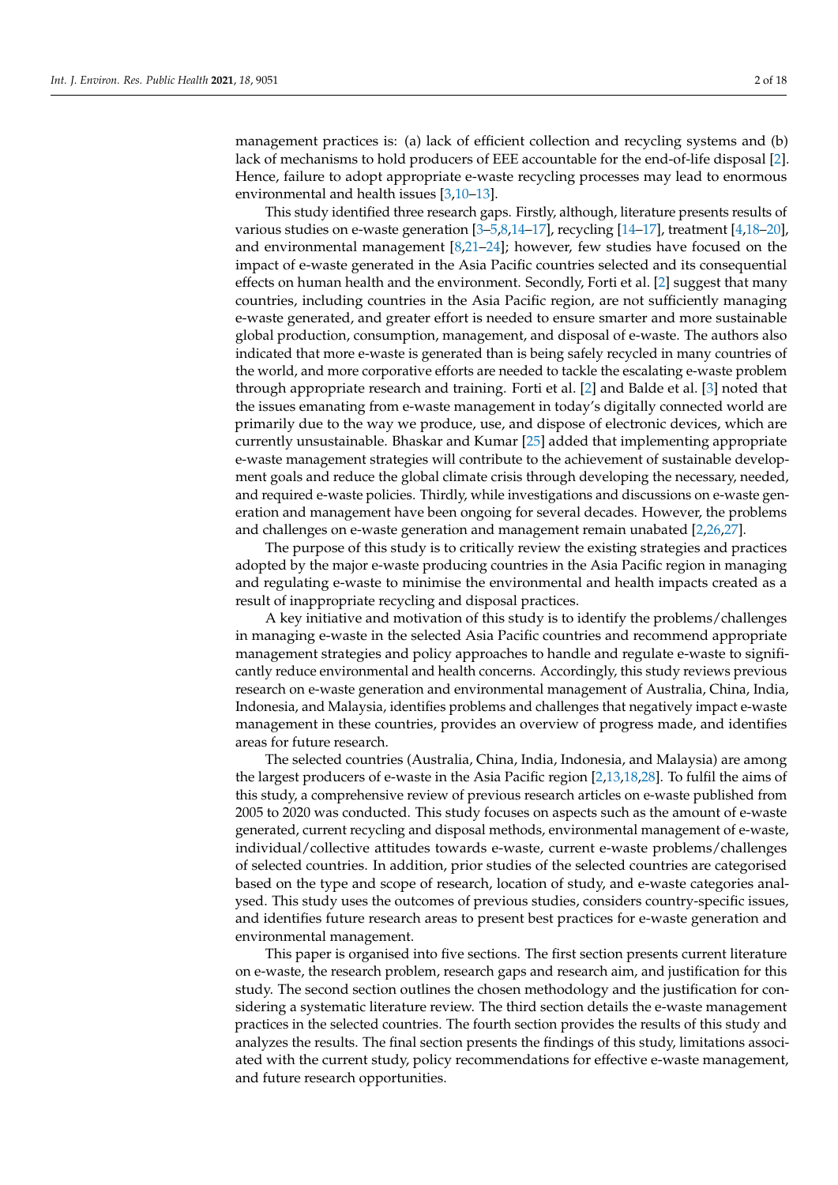management practices is: (a) lack of efficient collection and recycling systems and (b) lack of mechanisms to hold producers of EEE accountable for the end-of-life disposal [2]. Hence, failure to adopt appropriate e-waste recycling processes may lead to enormous environmental and health issues [3,10–13].

This study identified three research gaps. Firstly, although, literature presents results of various studies on e-waste generation [3–5,8,14–17], recycling [14–17], treatment [4,18–20], and environmental management [8,21–24]; however, few studies have focused on the impact of e-waste generated in the Asia Pacific countries selected and its consequential effects on human health and the environment. Secondly, Forti et al. [2] suggest that many countries, including countries in the Asia Pacific region, are not sufficiently managing e-waste generated, and greater effort is needed to ensure smarter and more sustainable global production, consumption, management, and disposal of e-waste. The authors also indicated that more e-waste is generated than is being safely recycled in many countries of the world, and more corporative efforts are needed to tackle the escalating e-waste problem through appropriate research and training. Forti et al. [2] and Balde et al. [3] noted that the issues emanating from e-waste management in today's digitally connected world are primarily due to the way we produce, use, and dispose of electronic devices, which are currently unsustainable. Bhaskar and Kumar [25] added that implementing appropriate e-waste management strategies will contribute to the achievement of sustainable development goals and reduce the global climate crisis through developing the necessary, needed, and required e-waste policies. Thirdly, while investigations and discussions on e-waste generation and management have been ongoing for several decades. However, the problems and challenges on e-waste generation and management remain unabated [2,26,27].

The purpose of this study is to critically review the existing strategies and practices adopted by the major e-waste producing countries in the Asia Pacific region in managing and regulating e-waste to minimise the environmental and health impacts created as a result of inappropriate recycling and disposal practices.

A key initiative and motivation of this study is to identify the problems/challenges in managing e-waste in the selected Asia Pacific countries and recommend appropriate management strategies and policy approaches to handle and regulate e-waste to significantly reduce environmental and health concerns. Accordingly, this study reviews previous research on e-waste generation and environmental management of Australia, China, India, Indonesia, and Malaysia, identifies problems and challenges that negatively impact e-waste management in these countries, provides an overview of progress made, and identifies areas for future research.

The selected countries (Australia, China, India, Indonesia, and Malaysia) are among the largest producers of e-waste in the Asia Pacific region [2,13,18,28]. To fulfil the aims of this study, a comprehensive review of previous research articles on e-waste published from 2005 to 2020 was conducted. This study focuses on aspects such as the amount of e-waste generated, current recycling and disposal methods, environmental management of e-waste, individual/collective attitudes towards e-waste, current e-waste problems/challenges of selected countries. In addition, prior studies of the selected countries are categorised based on the type and scope of research, location of study, and e-waste categories analysed. This study uses the outcomes of previous studies, considers country-specific issues, and identifies future research areas to present best practices for e-waste generation and environmental management.

This paper is organised into five sections. The first section presents current literature on e-waste, the research problem, research gaps and research aim, and justification for this study. The second section outlines the chosen methodology and the justification for considering a systematic literature review. The third section details the e-waste management practices in the selected countries. The fourth section provides the results of this study and analyzes the results. The final section presents the findings of this study, limitations associated with the current study, policy recommendations for effective e-waste management, and future research opportunities.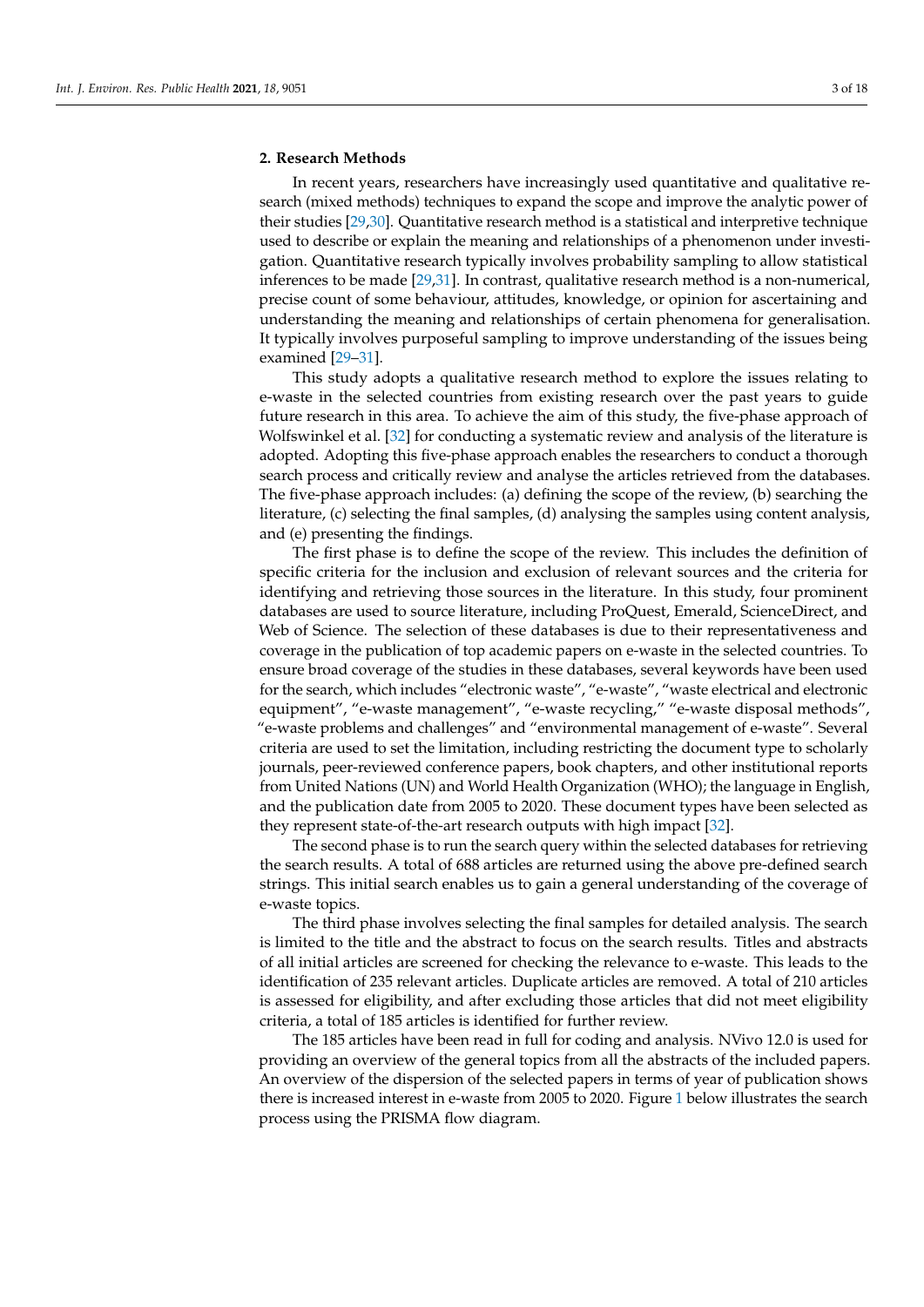## 2. Research Methods

In recent years, researchers have increasingly used quantitative and qualitative research (mixed methods) techniques to expand the scope and improve the analytic power of their studies [29,30]. Quantitative research method is a statistical and interpretive technique used to describe or explain the meaning and relationships of a phenomenon under investigation. Quantitative research typically involves probability sampling to allow statistical inferences to be made [29,31]. In contrast, qualitative research method is a non-numerical, precise count of some behaviour, attitudes, knowledge, or opinion for ascertaining and understanding the meaning and relationships of certain phenomena for generalisation. It typically involves purposeful sampling to improve understanding of the issues being examined [29–31].

This study adopts a qualitative research method to explore the issues relating to e-waste in the selected countries from existing research over the past years to guide future research in this area. To achieve the aim of this study, the five-phase approach of Wolfswinkel et al. [32] for conducting a systematic review and analysis of the literature is adopted. Adopting this five-phase approach enables the researchers to conduct a thorough search process and critically review and analyse the articles retrieved from the databases. The five-phase approach includes: (a) defining the scope of the review, (b) searching the literature, (c) selecting the final samples, (d) analysing the samples using content analysis, and (e) presenting the findings.

The first phase is to define the scope of the review. This includes the definition of specific criteria for the inclusion and exclusion of relevant sources and the criteria for identifying and retrieving those sources in the literature. In this study, four prominent databases are used to source literature, including ProQuest, Emerald, ScienceDirect, and Web of Science. The selection of these databases is due to their representativeness and coverage in the publication of top academic papers on e-waste in the selected countries. To ensure broad coverage of the studies in these databases, several keywords have been used for the search, which includes "electronic waste", "e-waste", "waste electrical and electronic equipment", "e-waste management", "e-waste recycling," "e-waste disposal methods", "e-waste problems and challenges" and "environmental management of e-waste". Several criteria are used to set the limitation, including restricting the document type to scholarly journals, peer-reviewed conference papers, book chapters, and other institutional reports from United Nations (UN) and World Health Organization (WHO); the language in English, and the publication date from 2005 to 2020. These document types have been selected as they represent state-of-the-art research outputs with high impact [32].

The second phase is to run the search query within the selected databases for retrieving the search results. A total of 688 articles are returned using the above pre-defined search strings. This initial search enables us to gain a general understanding of the coverage of e-waste topics.

The third phase involves selecting the final samples for detailed analysis. The search is limited to the title and the abstract to focus on the search results. Titles and abstracts of all initial articles are screened for checking the relevance to e-waste. This leads to the identification of 235 relevant articles. Duplicate articles are removed. A total of 210 articles is assessed for eligibility, and after excluding those articles that did not meet eligibility criteria, a total of 185 articles is identified for further review.

The 185 articles have been read in full for coding and analysis. NVivo 12.0 is used for providing an overview of the general topics from all the abstracts of the included papers. An overview of the dispersion of the selected papers in terms of year of publication shows there is increased interest in e-waste from 2005 to 2020. Figure 1 below illustrates the search process using the PRISMA flow diagram.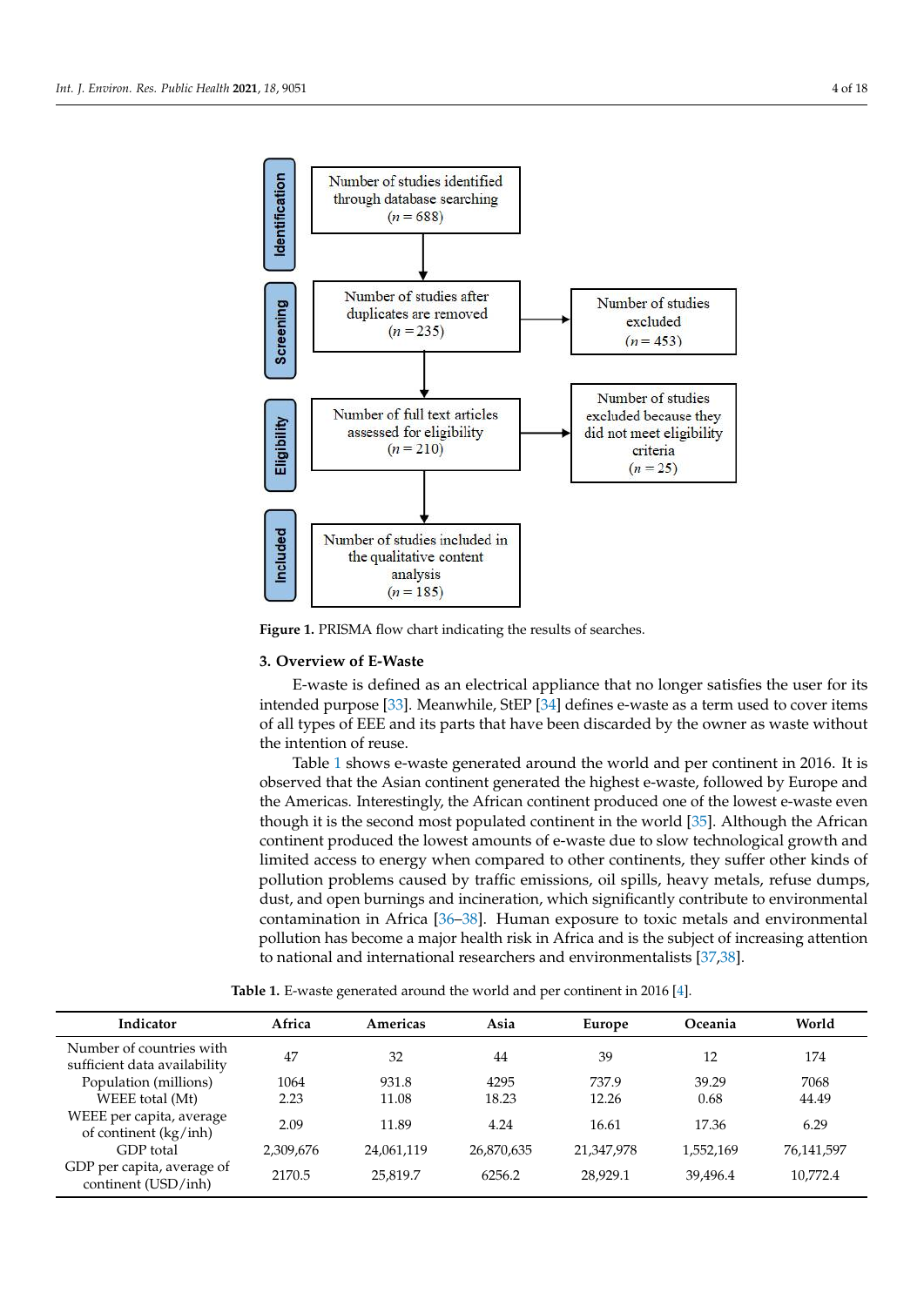Identification

Number of studies identified through database searching ($n$ = 688)

Screening

Number of studies after duplicates are removed ($n$ = 235)

Number of studies excluded ($n$ = 453)

Eligibility

Number of full text articles assessed for eligibility ($n$ = 210)

Number of studies excluded because they did not meet eligibility criteria ($n$ = 25)

Included

Number of studies included in the qualitative content analysis ($n$ = 185)

**Figure 1.** PRISMA flow chart indicating the results of searches.

## 3. Overview of E-Waste

E-waste is defined as an electrical appliance that no longer satisfies the user for its intended purpose [33]. Meanwhile, StEP [34] defines e-waste as a term used to cover items of all types of EEE and its parts that have been discarded by the owner as waste without the intention of reuse.

Table 1 shows e-waste generated around the world and per continent in 2016. It is observed that the Asian continent generated the highest e-waste, followed by Europe and the Americas. Interestingly, the African continent produced one of the lowest e-waste even though it is the second most populated continent in the world [35]. Although the African continent produced the lowest amounts of e-waste due to slow technological growth and limited access to energy when compared to other continents, they suffer other kinds of pollution problems caused by traffic emissions, oil spills, heavy metals, refuse dumps, dust, and open burnings and incineration, which significantly contribute to environmental contamination in Africa [36–38]. Human exposure to toxic metals and environmental pollution has become a major health risk in Africa and is the subject of increasing attention to national and international researchers and environmentalists [37,38].

**Table 1.** E-waste generated around the world and per continent in 2016 [4].

| Indicator | Africa | Americas | Asia | Europe | Oceania | World |
|---|---|---|---|---|---|---|
| Number of countries with sufficient data availability | 47 | 32 | 44 | 39 | 12 | 174 |
| Population (millions) | 1064 | 931.8 | 4295 | 737.9 | 39.29 | 7068 |
| WEEE total (Mt) | 2.23 | 11.08 | 18.23 | 12.26 | 0.68 | 44.49 |
| WEEE per capita, average of continent (kg/inh) | 2.09 | 11.89 | 4.24 | 16.61 | 17.36 | 6.29 |
| GDP total | 2,309,676 | 24,061,119 | 26,870,635 | 21,347,978 | 1,552,169 | 76,141,597 |
| GDP per capita, average of continent (USD/inh) | 2170.5 | 25,819.7 | 6256.2 | 28,929.1 | 39,496.4 | 10,772.4 |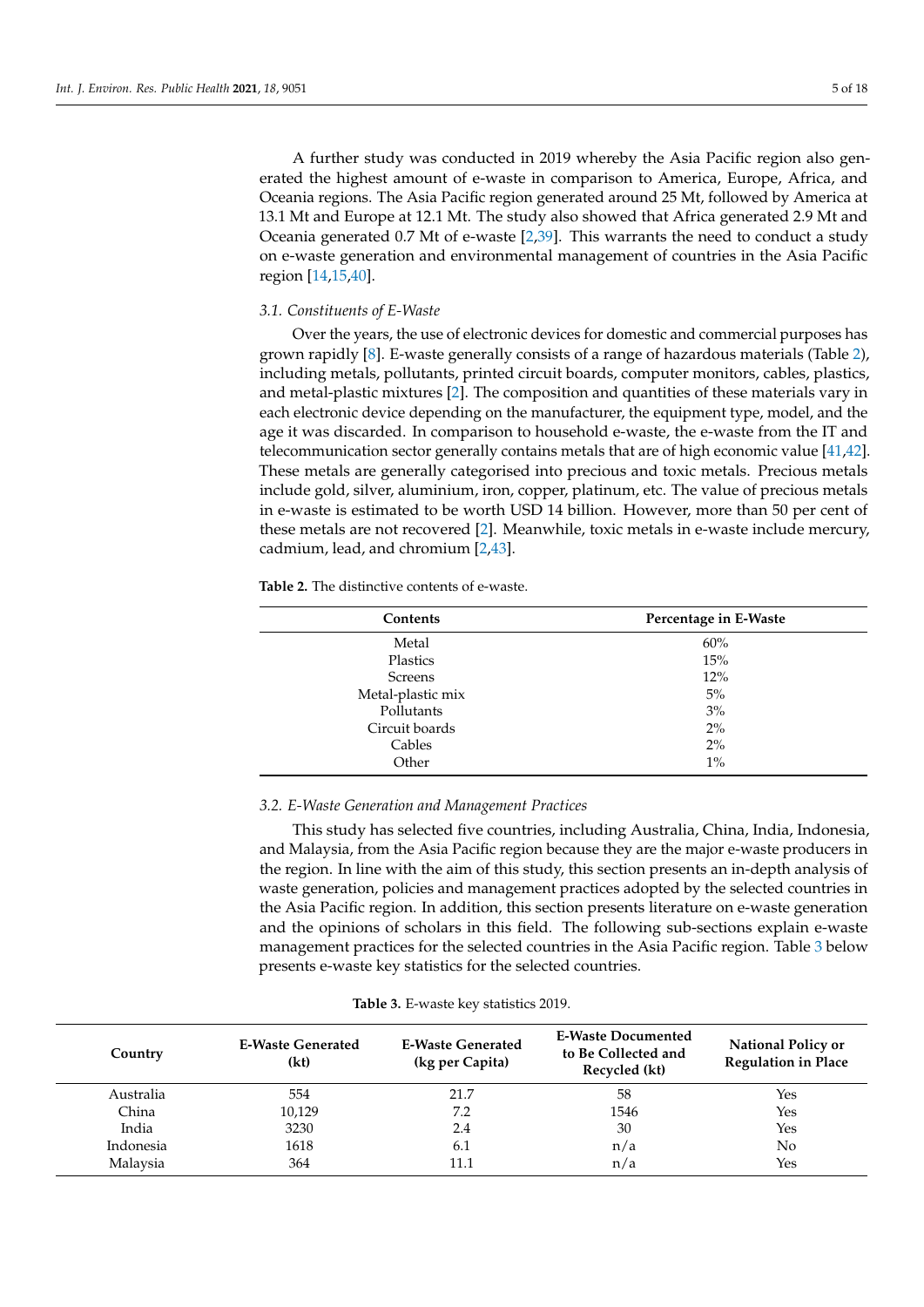A further study was conducted in 2019 whereby the Asia Pacific region also generated the highest amount of e-waste in comparison to America, Europe, Africa, and Oceania regions. The Asia Pacific region generated around 25 Mt, followed by America at 13.1 Mt and Europe at 12.1 Mt. The study also showed that Africa generated 2.9 Mt and Oceania generated 0.7 Mt of e-waste [2,39]. This warrants the need to conduct a study on e-waste generation and environmental management of countries in the Asia Pacific region [14,15,40].

### *3.1. Constituents of E-Waste*

Over the years, the use of electronic devices for domestic and commercial purposes has grown rapidly [8]. E-waste generally consists of a range of hazardous materials (Table 2), including metals, pollutants, printed circuit boards, computer monitors, cables, plastics, and metal-plastic mixtures [2]. The composition and quantities of these materials vary in each electronic device depending on the manufacturer, the equipment type, model, and the age it was discarded. In comparison to household e-waste, the e-waste from the IT and telecommunication sector generally contains metals that are of high economic value [41,42]. These metals are generally categorised into precious and toxic metals. Precious metals include gold, silver, aluminium, iron, copper, platinum, etc. The value of precious metals in e-waste is estimated to be worth USD 14 billion. However, more than 50 per cent of these metals are not recovered [2]. Meanwhile, toxic metals in e-waste include mercury, cadmium, lead, and chromium [2,43].

**Table 2.** The distinctive contents of e-waste.

| Contents | Percentage in E-Waste |
|---|---|
| Metal | 60% |
| Plastics | 15% |
| Screens | 12% |
| Metal-plastic mix | 5% |
| Pollutants | 3% |
| Circuit boards | 2% |
| Cables | 2% |
| Other | 1% |

### *3.2. E-Waste Generation and Management Practices*

This study has selected five countries, including Australia, China, India, Indonesia, and Malaysia, from the Asia Pacific region because they are the major e-waste producers in the region. In line with the aim of this study, this section presents an in-depth analysis of waste generation, policies and management practices adopted by the selected countries in the Asia Pacific region. In addition, this section presents literature on e-waste generation and the opinions of scholars in this field. The following sub-sections explain e-waste management practices for the selected countries in the Asia Pacific region. Table 3 below presents e-waste key statistics for the selected countries.

**Table 3.** E-waste key statistics 2019.

| Country | E-Waste Generated (kt) | E-Waste Generated (kg per Capita) | E-Waste Documented to Be Collected and Recycled (kt) | National Policy or Regulation in Place |
|---|---|---|---|---|
| Australia | 554 | 21.7 | 58 | Yes |
| China | 10,129 | 7.2 | 1546 | Yes |
| India | 3230 | 2.4 | 30 | Yes |
| Indonesia | 1618 | 6.1 | n/a | No |
| Malaysia | 364 | 11.1 | n/a | Yes |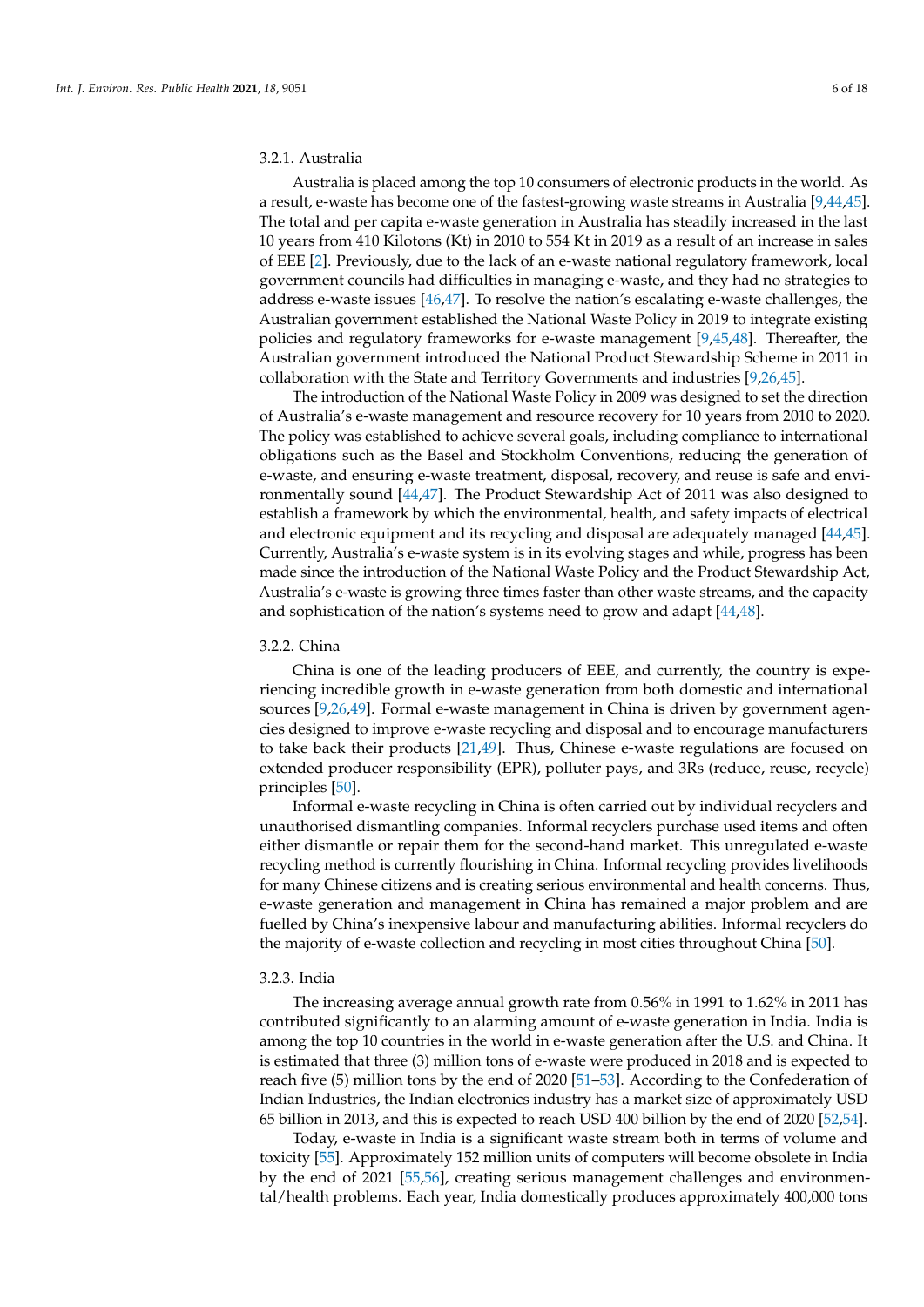#### 3.2.1. Australia

Australia is placed among the top 10 consumers of electronic products in the world. As a result, e-waste has become one of the fastest-growing waste streams in Australia [9,44,45]. The total and per capita e-waste generation in Australia has steadily increased in the last 10 years from 410 Kilotons (Kt) in 2010 to 554 Kt in 2019 as a result of an increase in sales of EEE [2]. Previously, due to the lack of an e-waste national regulatory framework, local government councils had difficulties in managing e-waste, and they had no strategies to address e-waste issues [46,47]. To resolve the nation's escalating e-waste challenges, the Australian government established the National Waste Policy in 2019 to integrate existing policies and regulatory frameworks for e-waste management [9,45,48]. Thereafter, the Australian government introduced the National Product Stewardship Scheme in 2011 in collaboration with the State and Territory Governments and industries [9,26,45].

The introduction of the National Waste Policy in 2009 was designed to set the direction of Australia's e-waste management and resource recovery for 10 years from 2010 to 2020. The policy was established to achieve several goals, including compliance to international obligations such as the Basel and Stockholm Conventions, reducing the generation of e-waste, and ensuring e-waste treatment, disposal, recovery, and reuse is safe and environmentally sound [44,47]. The Product Stewardship Act of 2011 was also designed to establish a framework by which the environmental, health, and safety impacts of electrical and electronic equipment and its recycling and disposal are adequately managed [44,45]. Currently, Australia's e-waste system is in its evolving stages and while, progress has been made since the introduction of the National Waste Policy and the Product Stewardship Act, Australia's e-waste is growing three times faster than other waste streams, and the capacity and sophistication of the nation's systems need to grow and adapt [44,48].

#### 3.2.2. China

China is one of the leading producers of EEE, and currently, the country is experiencing incredible growth in e-waste generation from both domestic and international sources [9,26,49]. Formal e-waste management in China is driven by government agencies designed to improve e-waste recycling and disposal and to encourage manufacturers to take back their products [21,49]. Thus, Chinese e-waste regulations are focused on extended producer responsibility (EPR), polluter pays, and 3Rs (reduce, reuse, recycle) principles [50].

Informal e-waste recycling in China is often carried out by individual recyclers and unauthorised dismantling companies. Informal recyclers purchase used items and often either dismantle or repair them for the second-hand market. This unregulated e-waste recycling method is currently flourishing in China. Informal recycling provides livelihoods for many Chinese citizens and is creating serious environmental and health concerns. Thus, e-waste generation and management in China has remained a major problem and are fuelled by China's inexpensive labour and manufacturing abilities. Informal recyclers do the majority of e-waste collection and recycling in most cities throughout China [50].

#### 3.2.3. India

The increasing average annual growth rate from 0.56% in 1991 to 1.62% in 2011 has contributed significantly to an alarming amount of e-waste generation in India. India is among the top 10 countries in the world in e-waste generation after the U.S. and China. It is estimated that three (3) million tons of e-waste were produced in 2018 and is expected to reach five (5) million tons by the end of 2020 [51–53]. According to the Confederation of Indian Industries, the Indian electronics industry has a market size of approximately USD 65 billion in 2013, and this is expected to reach USD 400 billion by the end of 2020 [52,54].

Today, e-waste in India is a significant waste stream both in terms of volume and toxicity [55]. Approximately 152 million units of computers will become obsolete in India by the end of 2021 [55,56], creating serious management challenges and environmental/health problems. Each year, India domestically produces approximately 400,000 tons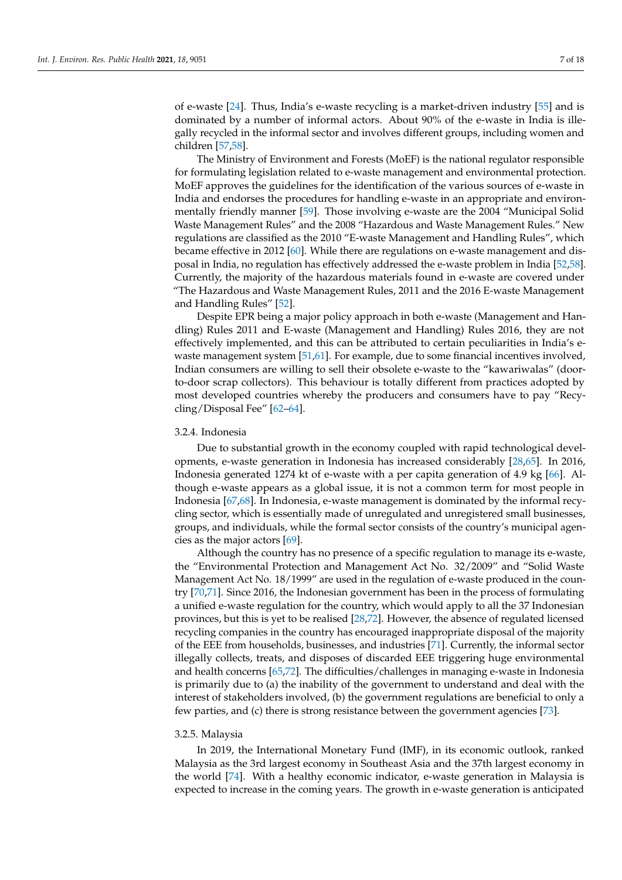of e-waste [24]. Thus, India's e-waste recycling is a market-driven industry [55] and is dominated by a number of informal actors. About 90% of the e-waste in India is illegally recycled in the informal sector and involves different groups, including women and children [57,58].

The Ministry of Environment and Forests (MoEF) is the national regulator responsible for formulating legislation related to e-waste management and environmental protection. MoEF approves the guidelines for the identification of the various sources of e-waste in India and endorses the procedures for handling e-waste in an appropriate and environmentally friendly manner [59]. Those involving e-waste are the 2004 "Municipal Solid Waste Management Rules" and the 2008 "Hazardous and Waste Management Rules." New regulations are classified as the 2010 "E-waste Management and Handling Rules", which became effective in 2012 [60]. While there are regulations on e-waste management and disposal in India, no regulation has effectively addressed the e-waste problem in India [52,58]. Currently, the majority of the hazardous materials found in e-waste are covered under "The Hazardous and Waste Management Rules, 2011 and the 2016 E-waste Management and Handling Rules" [52].

Despite EPR being a major policy approach in both e-waste (Management and Handling) Rules 2011 and E-waste (Management and Handling) Rules 2016, they are not effectively implemented, and this can be attributed to certain peculiarities in India's e-waste management system [51,61]. For example, due to some financial incentives involved, Indian consumers are willing to sell their obsolete e-waste to the "kawariwalas" (door-to-door scrap collectors). This behaviour is totally different from practices adopted by most developed countries whereby the producers and consumers have to pay "Recycling/Disposal Fee" [62–64].

#### 3.2.4. Indonesia

Due to substantial growth in the economy coupled with rapid technological developments, e-waste generation in Indonesia has increased considerably [28,65]. In 2016, Indonesia generated 1274 kt of e-waste with a per capita generation of 4.9 kg [66]. Although e-waste appears as a global issue, it is not a common term for most people in Indonesia [67,68]. In Indonesia, e-waste management is dominated by the informal recycling sector, which is essentially made of unregulated and unregistered small businesses, groups, and individuals, while the formal sector consists of the country's municipal agencies as the major actors [69].

Although the country has no presence of a specific regulation to manage its e-waste, the "Environmental Protection and Management Act No. 32/2009" and "Solid Waste Management Act No. 18/1999" are used in the regulation of e-waste produced in the country [70,71]. Since 2016, the Indonesian government has been in the process of formulating a unified e-waste regulation for the country, which would apply to all the 37 Indonesian provinces, but this is yet to be realised [28,72]. However, the absence of regulated licensed recycling companies in the country has encouraged inappropriate disposal of the majority of the EEE from households, businesses, and industries [71]. Currently, the informal sector illegally collects, treats, and disposes of discarded EEE triggering huge environmental and health concerns [65,72]. The difficulties/challenges in managing e-waste in Indonesia is primarily due to (a) the inability of the government to understand and deal with the interest of stakeholders involved, (b) the government regulations are beneficial to only a few parties, and (c) there is strong resistance between the government agencies [73].

#### 3.2.5. Malaysia

In 2019, the International Monetary Fund (IMF), in its economic outlook, ranked Malaysia as the 3rd largest economy in Southeast Asia and the 37th largest economy in the world [74]. With a healthy economic indicator, e-waste generation in Malaysia is expected to increase in the coming years. The growth in e-waste generation is anticipated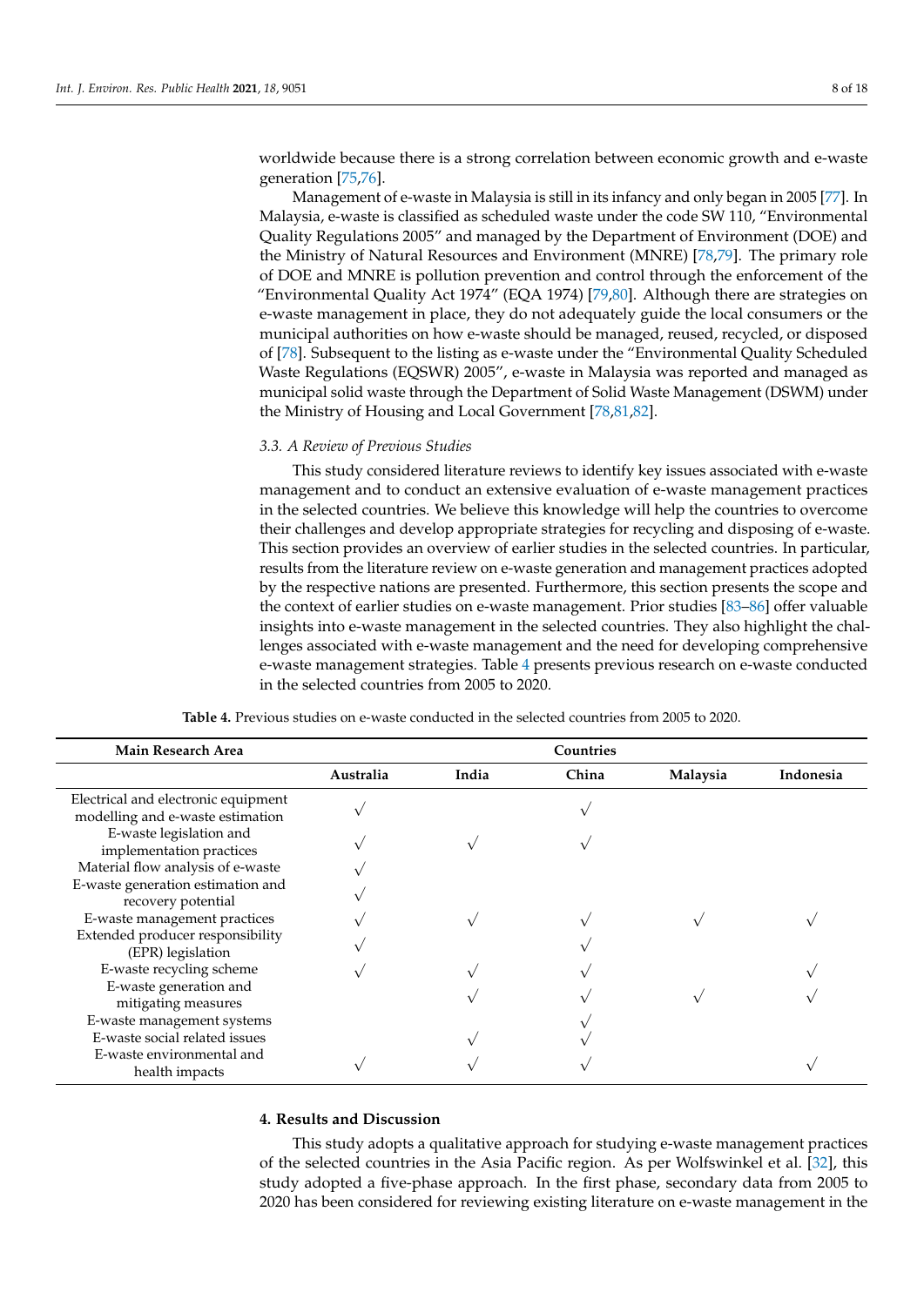worldwide because there is a strong correlation between economic growth and e-waste generation [75,76].

Management of e-waste in Malaysia is still in its infancy and only began in 2005 [77]. In Malaysia, e-waste is classified as scheduled waste under the code SW 110, "Environmental Quality Regulations 2005" and managed by the Department of Environment (DOE) and the Ministry of Natural Resources and Environment (MNRE) [78,79]. The primary role of DOE and MNRE is pollution prevention and control through the enforcement of the "Environmental Quality Act 1974" (EQA 1974) [79,80]. Although there are strategies on e-waste management in place, they do not adequately guide the local consumers or the municipal authorities on how e-waste should be managed, reused, recycled, or disposed of [78]. Subsequent to the listing as e-waste under the "Environmental Quality Scheduled Waste Regulations (EQSWR) 2005", e-waste in Malaysia was reported and managed as municipal solid waste through the Department of Solid Waste Management (DSWM) under the Ministry of Housing and Local Government [78,81,82].

### *3.3. A Review of Previous Studies*

This study considered literature reviews to identify key issues associated with e-waste management and to conduct an extensive evaluation of e-waste management practices in the selected countries. We believe this knowledge will help the countries to overcome their challenges and develop appropriate strategies for recycling and disposing of e-waste. This section provides an overview of earlier studies in the selected countries. In particular, results from the literature review on e-waste generation and management practices adopted by the respective nations are presented. Furthermore, this section presents the scope and the context of earlier studies on e-waste management. Prior studies [83–86] offer valuable insights into e-waste management in the selected countries. They also highlight the challenges associated with e-waste management and the need for developing comprehensive e-waste management strategies. Table 4 presents previous research on e-waste conducted in the selected countries from 2005 to 2020.

**Table 4.** Previous studies on e-waste conducted in the selected countries from 2005 to 2020.

| Main Research Area | Countries | | | | |
|---|---|---|---|---|---|
| | Australia | India | China | Malaysia | Indonesia |
| Electrical and electronic equipment modelling and e-waste estimation | √ | | √ | | |
| E-waste legislation and implementation practices | √ | √ | √ | | |
| Material flow analysis of e-waste | √ | | | | |
| E-waste generation estimation and recovery potential | √ | | | | |
| E-waste management practices | √ | √ | √ | √ | √ |
| Extended producer responsibility (EPR) legislation | √ | | √ | | |
| E-waste recycling scheme | √ | √ | √ | | √ |
| E-waste generation and mitigating measures | | √ | √ | √ | √ |
| E-waste management systems | | | √ | | |
| E-waste social related issues | | √ | √ | | |
| E-waste environmental and health impacts | √ | √ | √ | | √ |

## **4. Results and Discussion**

This study adopts a qualitative approach for studying e-waste management practices of the selected countries in the Asia Pacific region. As per Wolfswinkel et al. [32], this study adopted a five-phase approach. In the first phase, secondary data from 2005 to 2020 has been considered for reviewing existing literature on e-waste management in the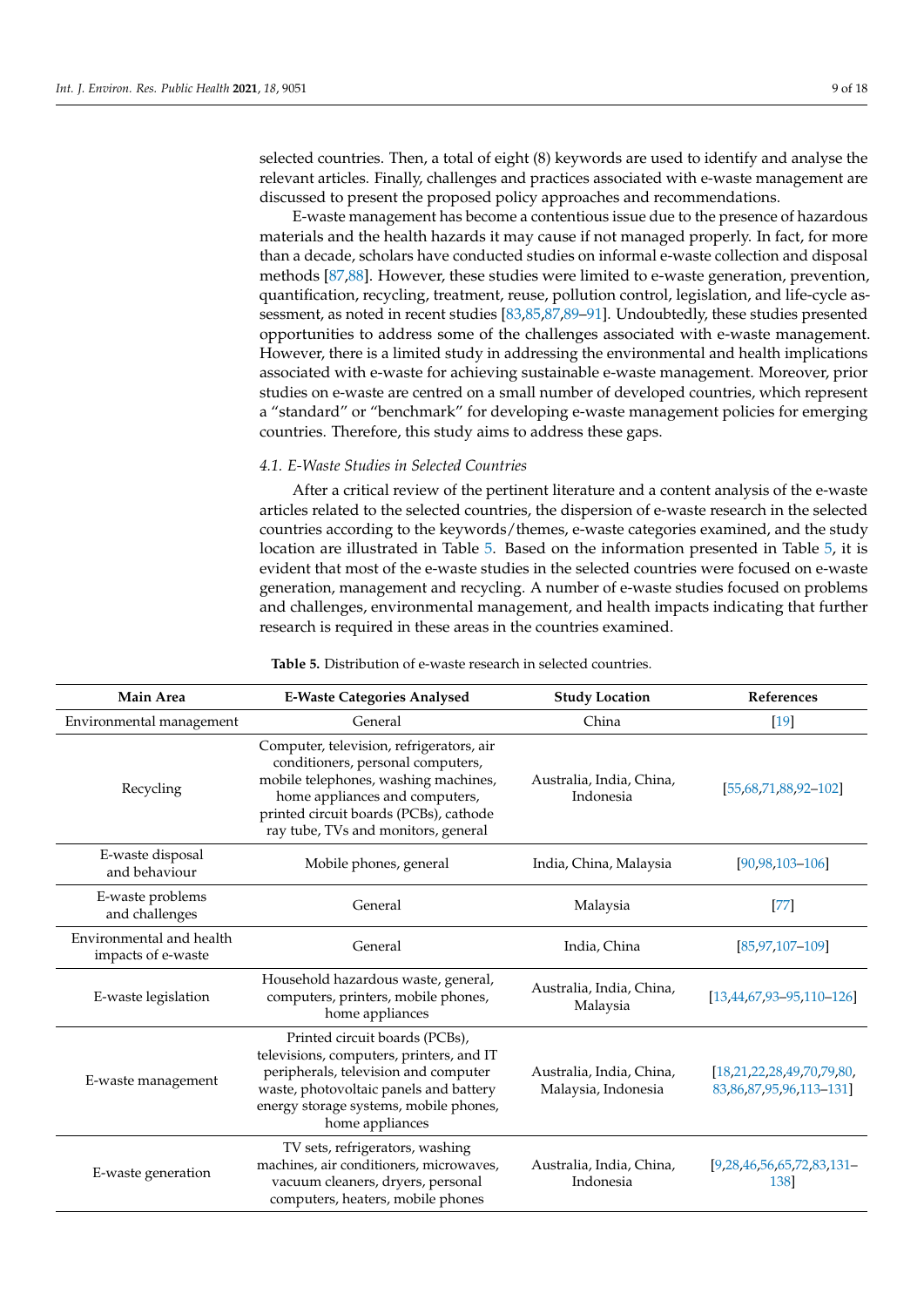selected countries. Then, a total of eight (8) keywords are used to identify and analyse the relevant articles. Finally, challenges and practices associated with e-waste management are discussed to present the proposed policy approaches and recommendations.

E-waste management has become a contentious issue due to the presence of hazardous materials and the health hazards it may cause if not managed properly. In fact, for more than a decade, scholars have conducted studies on informal e-waste collection and disposal methods [87,88]. However, these studies were limited to e-waste generation, prevention, quantification, recycling, treatment, reuse, pollution control, legislation, and life-cycle assessment, as noted in recent studies [83,85,87,89–91]. Undoubtedly, these studies presented opportunities to address some of the challenges associated with e-waste management. However, there is a limited study in addressing the environmental and health implications associated with e-waste for achieving sustainable e-waste management. Moreover, prior studies on e-waste are centred on a small number of developed countries, which represent a "standard" or "benchmark" for developing e-waste management policies for emerging countries. Therefore, this study aims to address these gaps.

### 4.1. E-Waste Studies in Selected Countries

After a critical review of the pertinent literature and a content analysis of the e-waste articles related to the selected countries, the dispersion of e-waste research in the selected countries according to the keywords/themes, e-waste categories examined, and the study location are illustrated in Table 5. Based on the information presented in Table 5, it is evident that most of the e-waste studies in the selected countries were focused on e-waste generation, management and recycling. A number of e-waste studies focused on problems and challenges, environmental management, and health impacts indicating that further research is required in these areas in the countries examined.

**Table 5.** Distribution of e-waste research in selected countries.

| Main Area | E-Waste Categories Analysed | Study Location | References |
|---|---|---|---|
| Environmental management | General | China | [19] |
| Recycling | Computer, television, refrigerators, air conditioners, personal computers, mobile telephones, washing machines, home appliances and computers, printed circuit boards (PCBs), cathode ray tube, TVs and monitors, general | Australia, India, China, Indonesia | [55,68,71,88,92–102] |
| E-waste disposal and behaviour | Mobile phones, general | India, China, Malaysia | [90,98,103–106] |
| E-waste problems and challenges | General | Malaysia | [77] |
| Environmental and health impacts of e-waste | General | India, China | [85,97,107–109] |
| E-waste legislation | Household hazardous waste, general, computers, printers, mobile phones, home appliances | Australia, India, China, Malaysia | [13,44,67,93–95,110–126] |
| E-waste management | Printed circuit boards (PCBs), televisions, computers, printers, and IT peripherals, television and computer waste, photovoltaic panels and battery energy storage systems, mobile phones, home appliances | Australia, India, China, Malaysia, Indonesia | [18,21,22,28,49,70,79,80, 83,86,87,95,96,113–131] |
| E-waste generation | TV sets, refrigerators, washing machines, air conditioners, microwaves, vacuum cleaners, dryers, personal computers, heaters, mobile phones | Australia, India, China, Indonesia | [9,28,46,56,65,72,83,131–138] |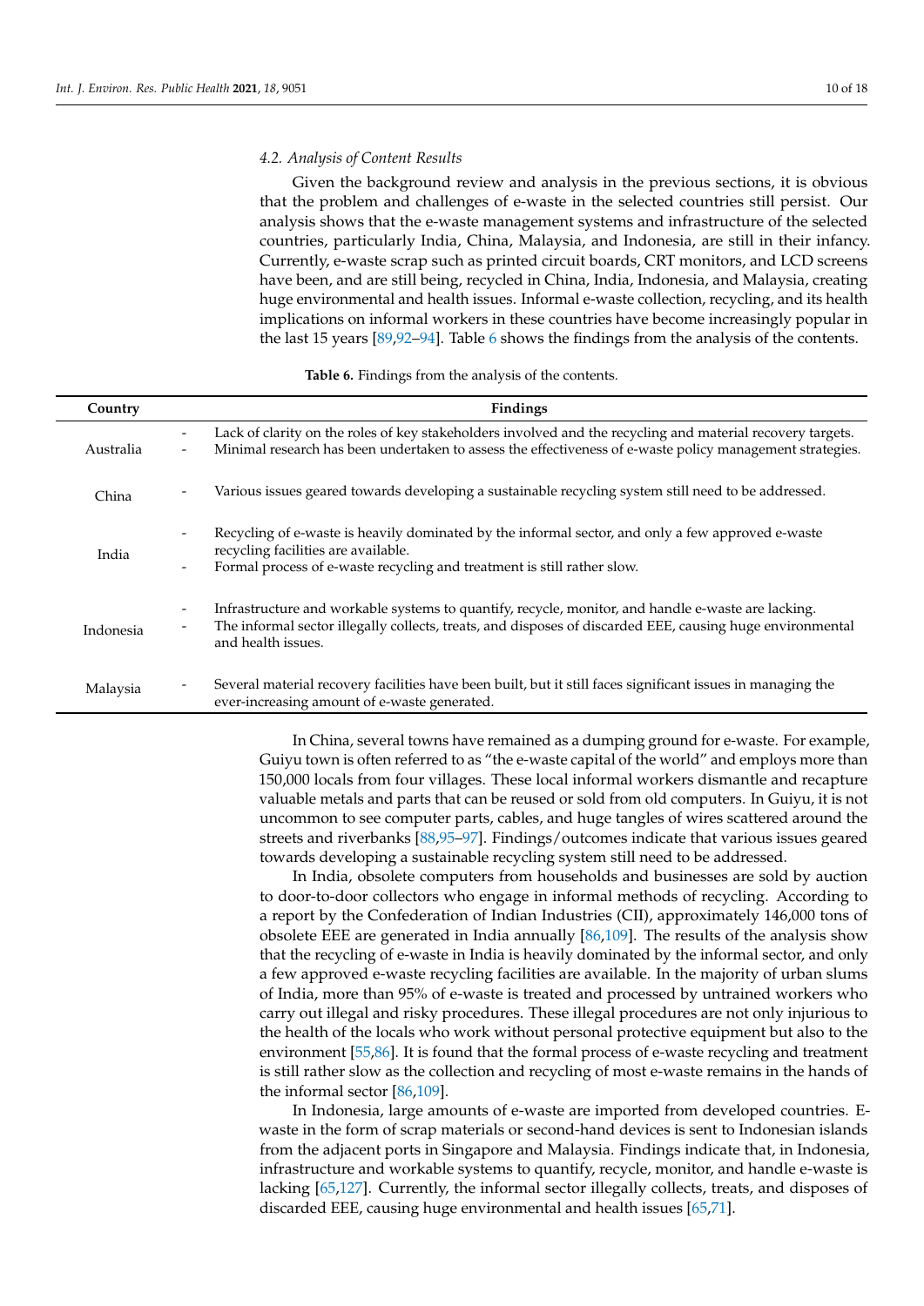### 4.2. Analysis of Content Results

Given the background review and analysis in the previous sections, it is obvious that the problem and challenges of e-waste in the selected countries still persist. Our analysis shows that the e-waste management systems and infrastructure of the selected countries, particularly India, China, Malaysia, and Indonesia, are still in their infancy. Currently, e-waste scrap such as printed circuit boards, CRT monitors, and LCD screens have been, and are still being, recycled in China, India, Indonesia, and Malaysia, creating huge environmental and health issues. Informal e-waste collection, recycling, and its health implications on informal workers in these countries have become increasingly popular in the last 15 years [89,92–94]. Table 6 shows the findings from the analysis of the contents.

**Table 6.** Findings from the analysis of the contents.

| Country | Findings |
|---|---|
| Australia | - Lack of clarity on the roles of key stakeholders involved and the recycling and material recovery targets.<br>- Minimal research has been undertaken to assess the effectiveness of e-waste policy management strategies. |
| China | - Various issues geared towards developing a sustainable recycling system still need to be addressed. |
| India | - Recycling of e-waste is heavily dominated by the informal sector, and only a few approved e-waste recycling facilities are available.<br>- Formal process of e-waste recycling and treatment is still rather slow. |
| Indonesia | - Infrastructure and workable systems to quantify, recycle, monitor, and handle e-waste are lacking.<br>- The informal sector illegally collects, treats, and disposes of discarded EEE, causing huge environmental and health issues. |
| Malaysia | - Several material recovery facilities have been built, but it still faces significant issues in managing the ever-increasing amount of e-waste generated. |

In China, several towns have remained as a dumping ground for e-waste. For example, Guiyu town is often referred to as "the e-waste capital of the world" and employs more than 150,000 locals from four villages. These local informal workers dismantle and recapture valuable metals and parts that can be reused or sold from old computers. In Guiyu, it is not uncommon to see computer parts, cables, and huge tangles of wires scattered around the streets and riverbanks [88,95–97]. Findings/outcomes indicate that various issues geared towards developing a sustainable recycling system still need to be addressed.

In India, obsolete computers from households and businesses are sold by auction to door-to-door collectors who engage in informal methods of recycling. According to a report by the Confederation of Indian Industries (CII), approximately 146,000 tons of obsolete EEE are generated in India annually [86,109]. The results of the analysis show that the recycling of e-waste in India is heavily dominated by the informal sector, and only a few approved e-waste recycling facilities are available. In the majority of urban slums of India, more than 95% of e-waste is treated and processed by untrained workers who carry out illegal and risky procedures. These illegal procedures are not only injurious to the health of the locals who work without personal protective equipment but also to the environment [55,86]. It is found that the formal process of e-waste recycling and treatment is still rather slow as the collection and recycling of most e-waste remains in the hands of the informal sector [86,109].

In Indonesia, large amounts of e-waste are imported from developed countries. E-waste in the form of scrap materials or second-hand devices is sent to Indonesian islands from the adjacent ports in Singapore and Malaysia. Findings indicate that, in Indonesia, infrastructure and workable systems to quantify, recycle, monitor, and handle e-waste is lacking [65,127]. Currently, the informal sector illegally collects, treats, and disposes of discarded EEE, causing huge environmental and health issues [65,71].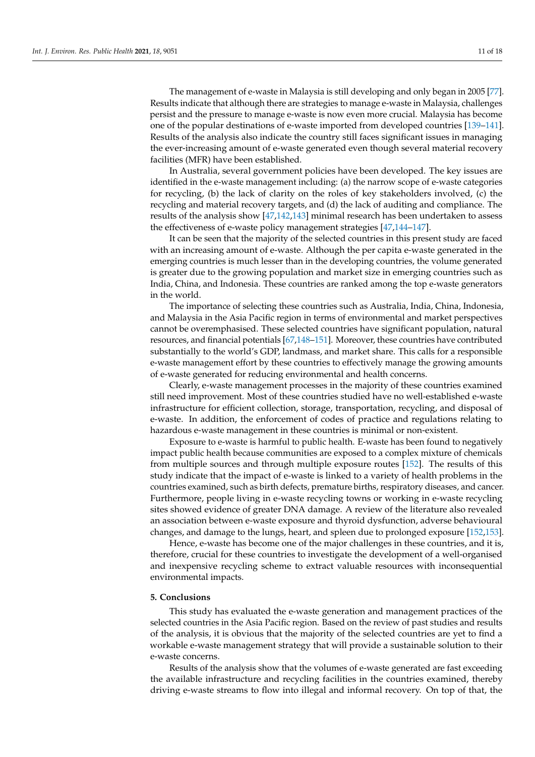The management of e-waste in Malaysia is still developing and only began in 2005 [77]. Results indicate that although there are strategies to manage e-waste in Malaysia, challenges persist and the pressure to manage e-waste is now even more crucial. Malaysia has become one of the popular destinations of e-waste imported from developed countries [139–141]. Results of the analysis also indicate the country still faces significant issues in managing the ever-increasing amount of e-waste generated even though several material recovery facilities (MFR) have been established.

In Australia, several government policies have been developed. The key issues are identified in the e-waste management including: (a) the narrow scope of e-waste categories for recycling, (b) the lack of clarity on the roles of key stakeholders involved, (c) the recycling and material recovery targets, and (d) the lack of auditing and compliance. The results of the analysis show [47,142,143] minimal research has been undertaken to assess the effectiveness of e-waste policy management strategies [47,144–147].

It can be seen that the majority of the selected countries in this present study are faced with an increasing amount of e-waste. Although the per capita e-waste generated in the emerging countries is much lesser than in the developing countries, the volume generated is greater due to the growing population and market size in emerging countries such as India, China, and Indonesia. These countries are ranked among the top e-waste generators in the world.

The importance of selecting these countries such as Australia, India, China, Indonesia, and Malaysia in the Asia Pacific region in terms of environmental and market perspectives cannot be overemphasised. These selected countries have significant population, natural resources, and financial potentials [67,148–151]. Moreover, these countries have contributed substantially to the world's GDP, landmass, and market share. This calls for a responsible e-waste management effort by these countries to effectively manage the growing amounts of e-waste generated for reducing environmental and health concerns.

Clearly, e-waste management processes in the majority of these countries examined still need improvement. Most of these countries studied have no well-established e-waste infrastructure for efficient collection, storage, transportation, recycling, and disposal of e-waste. In addition, the enforcement of codes of practice and regulations relating to hazardous e-waste management in these countries is minimal or non-existent.

Exposure to e-waste is harmful to public health. E-waste has been found to negatively impact public health because communities are exposed to a complex mixture of chemicals from multiple sources and through multiple exposure routes [152]. The results of this study indicate that the impact of e-waste is linked to a variety of health problems in the countries examined, such as birth defects, premature births, respiratory diseases, and cancer. Furthermore, people living in e-waste recycling towns or working in e-waste recycling sites showed evidence of greater DNA damage. A review of the literature also revealed an association between e-waste exposure and thyroid dysfunction, adverse behavioural changes, and damage to the lungs, heart, and spleen due to prolonged exposure [152,153].

Hence, e-waste has become one of the major challenges in these countries, and it is, therefore, crucial for these countries to investigate the development of a well-organised and inexpensive recycling scheme to extract valuable resources with inconsequential environmental impacts.

## 5. Conclusions

This study has evaluated the e-waste generation and management practices of the selected countries in the Asia Pacific region. Based on the review of past studies and results of the analysis, it is obvious that the majority of the selected countries are yet to find a workable e-waste management strategy that will provide a sustainable solution to their e-waste concerns.

Results of the analysis show that the volumes of e-waste generated are fast exceeding the available infrastructure and recycling facilities in the countries examined, thereby driving e-waste streams to flow into illegal and informal recovery. On top of that, the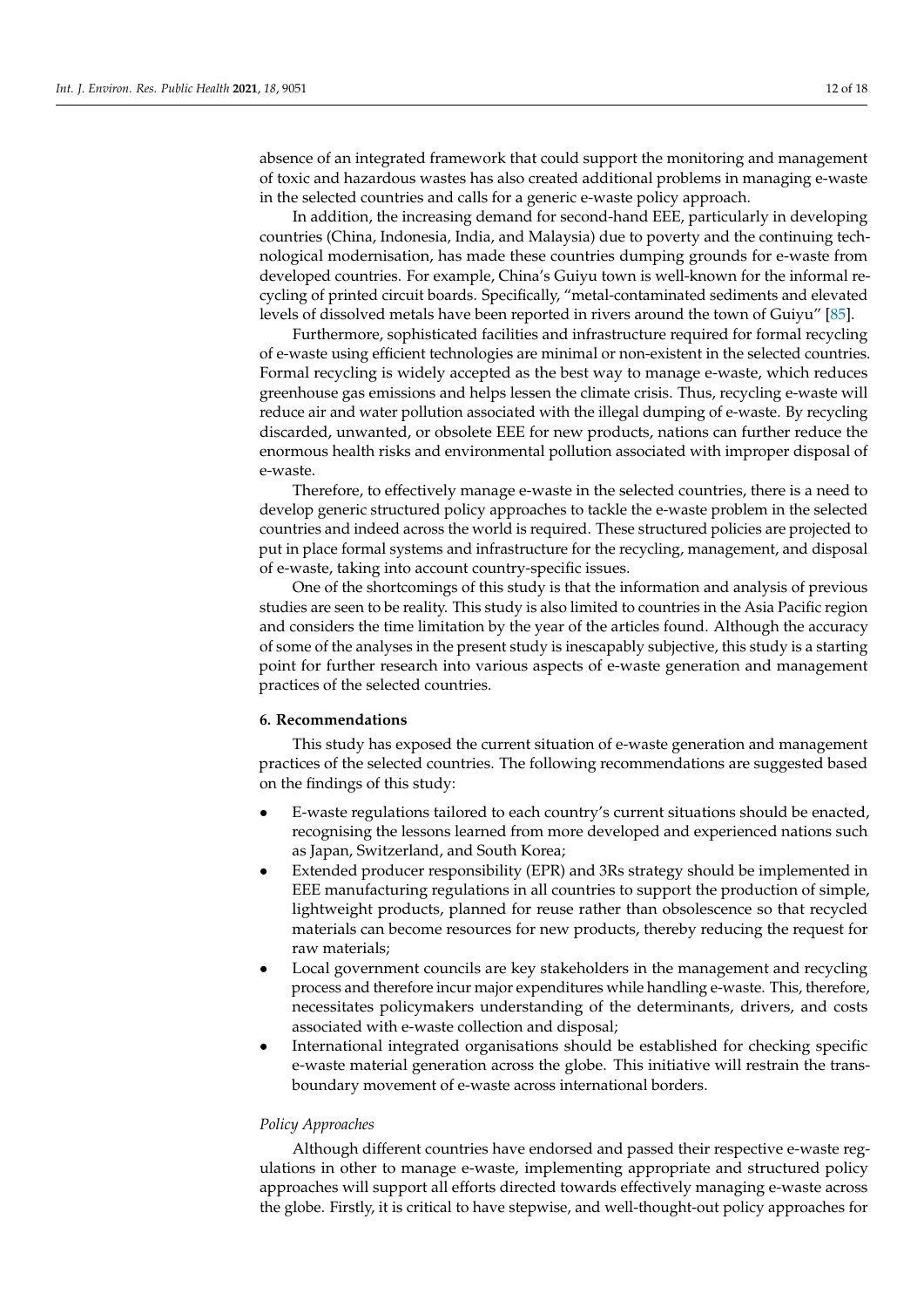absence of an integrated framework that could support the monitoring and management of toxic and hazardous wastes has also created additional problems in managing e-waste in the selected countries and calls for a generic e-waste policy approach.

In addition, the increasing demand for second-hand EEE, particularly in developing countries (China, Indonesia, India, and Malaysia) due to poverty and the continuing technological modernisation, has made these countries dumping grounds for e-waste from developed countries. For example, China's Guiyu town is well-known for the informal recycling of printed circuit boards. Specifically, "metal-contaminated sediments and elevated levels of dissolved metals have been reported in rivers around the town of Guiyu" [85].

Furthermore, sophisticated facilities and infrastructure required for formal recycling of e-waste using efficient technologies are minimal or non-existent in the selected countries. Formal recycling is widely accepted as the best way to manage e-waste, which reduces greenhouse gas emissions and helps lessen the climate crisis. Thus, recycling e-waste will reduce air and water pollution associated with the illegal dumping of e-waste. By recycling discarded, unwanted, or obsolete EEE for new products, nations can further reduce the enormous health risks and environmental pollution associated with improper disposal of e-waste.

Therefore, to effectively manage e-waste in the selected countries, there is a need to develop generic structured policy approaches to tackle the e-waste problem in the selected countries and indeed across the world is required. These structured policies are projected to put in place formal systems and infrastructure for the recycling, management, and disposal of e-waste, taking into account country-specific issues.

One of the shortcomings of this study is that the information and analysis of previous studies are seen to be reality. This study is also limited to countries in the Asia Pacific region and considers the time limitation by the year of the articles found. Although the accuracy of some of the analyses in the present study is inescapably subjective, this study is a starting point for further research into various aspects of e-waste generation and management practices of the selected countries.

## 6. Recommendations

This study has exposed the current situation of e-waste generation and management practices of the selected countries. The following recommendations are suggested based on the findings of this study:

- E-waste regulations tailored to each country's current situations should be enacted, recognising the lessons learned from more developed and experienced nations such as Japan, Switzerland, and South Korea;
- Extended producer responsibility (EPR) and 3Rs strategy should be implemented in EEE manufacturing regulations in all countries to support the production of simple, lightweight products, planned for reuse rather than obsolescence so that recycled materials can become resources for new products, thereby reducing the request for raw materials;
- Local government councils are key stakeholders in the management and recycling process and therefore incur major expenditures while handling e-waste. This, therefore, necessitates policymakers understanding of the determinants, drivers, and costs associated with e-waste collection and disposal;
- International integrated organisations should be established for checking specific e-waste material generation across the globe. This initiative will restrain the trans-boundary movement of e-waste across international borders.

### *Policy Approaches*

Although different countries have endorsed and passed their respective e-waste regulations in other to manage e-waste, implementing appropriate and structured policy approaches will support all efforts directed towards effectively managing e-waste across the globe. Firstly, it is critical to have stepwise, and well-thought-out policy approaches for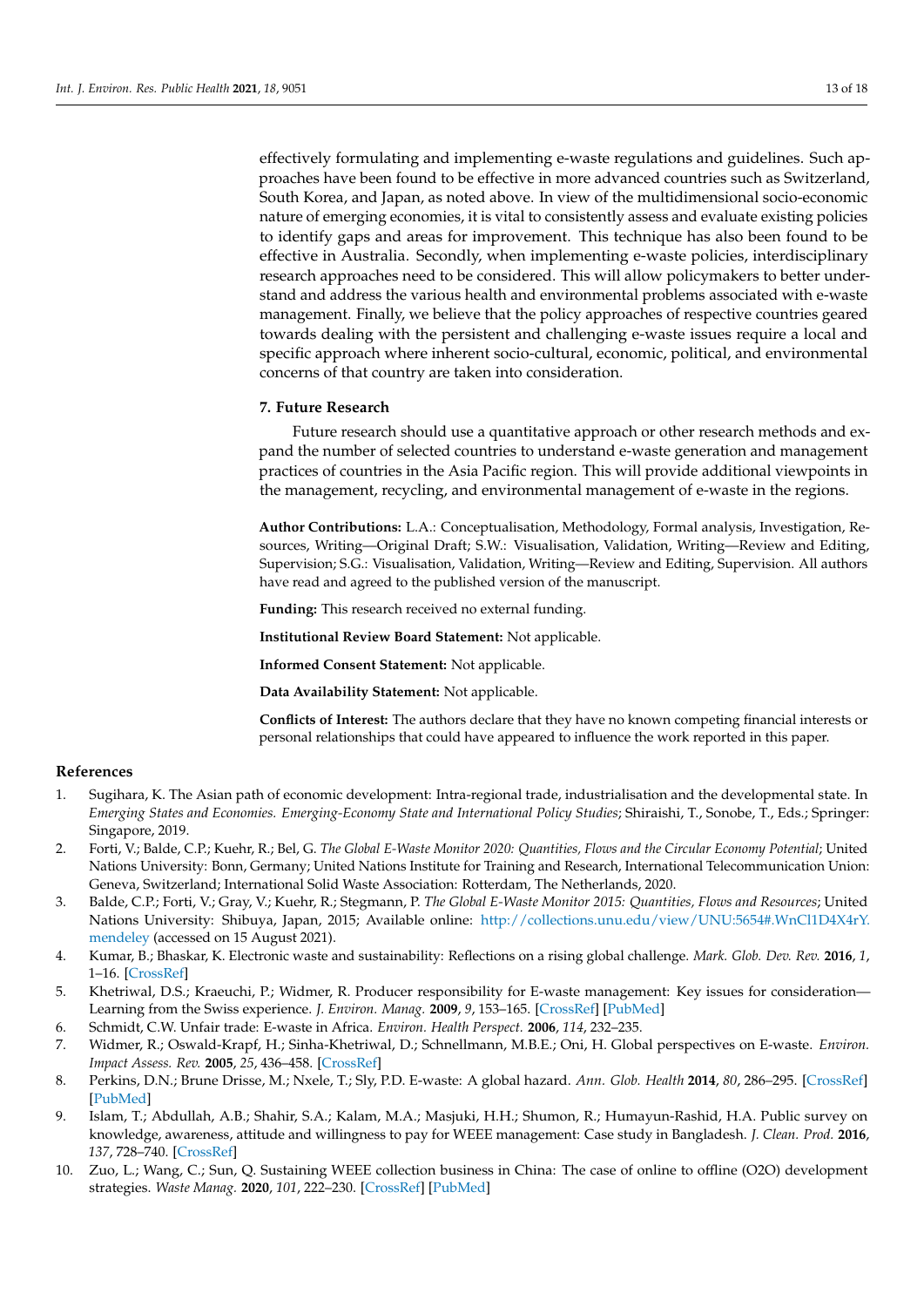effectively formulating and implementing e-waste regulations and guidelines. Such approaches have been found to be effective in more advanced countries such as Switzerland, South Korea, and Japan, as noted above. In view of the multidimensional socio-economic nature of emerging economies, it is vital to consistently assess and evaluate existing policies to identify gaps and areas for improvement. This technique has also been found to be effective in Australia. Secondly, when implementing e-waste policies, interdisciplinary research approaches need to be considered. This will allow policymakers to better understand and address the various health and environmental problems associated with e-waste management. Finally, we believe that the policy approaches of respective countries geared towards dealing with the persistent and challenging e-waste issues require a local and specific approach where inherent socio-cultural, economic, political, and environmental concerns of that country are taken into consideration.

## 7. Future Research

Future research should use a quantitative approach or other research methods and expand the number of selected countries to understand e-waste generation and management practices of countries in the Asia Pacific region. This will provide additional viewpoints in the management, recycling, and environmental management of e-waste in the regions.

**Author Contributions:** L.A.: Conceptualisation, Methodology, Formal analysis, Investigation, Resources, Writing—Original Draft; S.W.: Visualisation, Validation, Writing—Review and Editing, Supervision; S.G.: Visualisation, Validation, Writing—Review and Editing, Supervision. All authors have read and agreed to the published version of the manuscript.

**Funding:** This research received no external funding.

**Institutional Review Board Statement:** Not applicable.

**Informed Consent Statement:** Not applicable.

**Data Availability Statement:** Not applicable.

**Conflicts of Interest:** The authors declare that they have no known competing financial interests or personal relationships that could have appeared to influence the work reported in this paper.

## References

1. Sugihara, K. The Asian path of economic development: Intra-regional trade, industrialisation and the developmental state. In *Emerging States and Economies. Emerging-Economy State and International Policy Studies*; Shiraishi, T., Sonobe, T., Eds.; Springer: Singapore, 2019.
2. Forti, V.; Balde, C.P.; Kuehr, R.; Bel, G. *The Global E-Waste Monitor 2020: Quantities, Flows and the Circular Economy Potential*; United Nations University: Bonn, Germany; United Nations Institute for Training and Research, International Telecommunication Union: Geneva, Switzerland; International Solid Waste Association: Rotterdam, The Netherlands, 2020.
3. Balde, C.P.; Forti, V.; Gray, V.; Kuehr, R.; Stegmann, P. *The Global E-Waste Monitor 2015: Quantities, Flows and Resources*; United Nations University: Shibuya, Japan, 2015; Available online: http://collections.unu.edu/view/UNU:5654#.WnCl1D4X4rY.mendeley (accessed on 15 August 2021).
4. Kumar, B.; Bhaskar, K. Electronic waste and sustainability: Reflections on a rising global challenge. *Mark. Glob. Dev. Rev.* **2016**, *1*, 1–16. [CrossRef]
5. Khetriwal, D.S.; Kraeuchi, P.; Widmer, R. Producer responsibility for E-waste management: Key issues for consideration—Learning from the Swiss experience. *J. Environ. Manag.* **2009**, *9*, 153–165. [CrossRef] [PubMed]
6. Schmidt, C.W. Unfair trade: E-waste in Africa. *Environ. Health Perspect.* **2006**, *114*, 232–235.
7. Widmer, R.; Oswald-Krapf, H.; Sinha-Khetriwal, D.; Schnellmann, M.B.E.; Oni, H. Global perspectives on E-waste. *Environ. Impact Assess. Rev.* **2005**, *25*, 436–458. [CrossRef]
8. Perkins, D.N.; Brune Drisse, M.; Nxele, T.; Sly, P.D. E-waste: A global hazard. *Ann. Glob. Health* **2014**, *80*, 286–295. [CrossRef] [PubMed]
9. Islam, T.; Abdullah, A.B.; Shahir, S.A.; Kalam, M.A.; Masjuki, H.H.; Shumon, R.; Humayun-Rashid, H.A. Public survey on knowledge, awareness, attitude and willingness to pay for WEEE management: Case study in Bangladesh. *J. Clean. Prod.* **2016**, *137*, 728–740. [CrossRef]
10. Zuo, L.; Wang, C.; Sun, Q. Sustaining WEEE collection business in China: The case of online to offline (O2O) development strategies. *Waste Manag.* **2020**, *101*, 222–230. [CrossRef] [PubMed]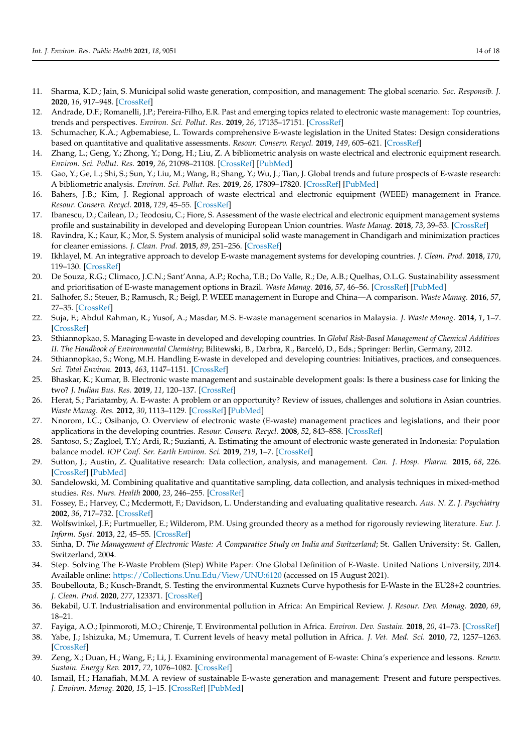11. Sharma, K.D.; Jain, S. Municipal solid waste generation, composition, and management: The global scenario. *Soc. Responsib. J.* **2020**, *16*, 917–948. [CrossRef]
12. Andrade, D.F.; Romanelli, J.P.; Pereira-Filho, E.R. Past and emerging topics related to electronic waste management: Top countries, trends and perspectives. *Environ. Sci. Pollut. Res.* **2019**, *26*, 17135–17151. [CrossRef]
13. Schumacher, K.A.; Agbemabiese, L. Towards comprehensive E-waste legislation in the United States: Design considerations based on quantitative and qualitative assessments. *Resour. Conserv. Recycl.* **2019**, *149*, 605–621. [CrossRef]
14. Zhang, L.; Geng, Y.; Zhong, Y.; Dong, H.; Liu, Z. A bibliometric analysis on waste electrical and electronic equipment research. *Environ. Sci. Pollut. Res.* **2019**, *26*, 21098–21108. [CrossRef] [PubMed]
15. Gao, Y.; Ge, L.; Shi, S.; Sun, Y.; Liu, M.; Wang, B.; Shang, Y.; Wu, J.; Tian, J. Global trends and future prospects of E-waste research: A bibliometric analysis. *Environ. Sci. Pollut. Res.* **2019**, *26*, 17809–17820. [CrossRef] [PubMed]
16. Bahers, J.B.; Kim, J. Regional approach of waste electrical and electronic equipment (WEEE) management in France. *Resour. Conserv. Recycl.* **2018**, *129*, 45–55. [CrossRef]
17. Ibanescu, D.; Cailean, D.; Teodosiu, C.; Fiore, S. Assessment of the waste electrical and electronic equipment management systems profile and sustainability in developed and developing European Union countries. *Waste Manag.* **2018**, *73*, 39–53. [CrossRef]
18. Ravindra, K.; Kaur, K.; Mor, S. System analysis of municipal solid waste management in Chandigarh and minimization practices for cleaner emissions. *J. Clean. Prod.* **2015**, *89*, 251–256. [CrossRef]
19. Ikhlayel, M. An integrative approach to develop E-waste management systems for developing countries. *J. Clean. Prod.* **2018**, *170*, 119–130. [CrossRef]
20. De Souza, R.G.; Climaco, J.C.N.; Sant'Anna, A.P.; Rocha, T.B.; Do Valle, R.; De, A.B.; Quelhas, O.L.G. Sustainability assessment and prioritisation of E-waste management options in Brazil. *Waste Manag.* **2016**, *57*, 46–56. [CrossRef] [PubMed]
21. Salhofer, S.; Steuer, B.; Ramusch, R.; Beigl, P. WEEE management in Europe and China—A comparison. *Waste Manag.* **2016**, *57*, 27–35. [CrossRef]
22. Suja, F.; Abdul Rahman, R.; Yusof, A.; Masdar, M.S. E-waste management scenarios in Malaysia. *J. Waste Manag.* **2014**, *1*, 1–7. [CrossRef]
23. Sthiannopkao, S. Managing E-waste in developed and developing countries. In *Global Risk-Based Management of Chemical Additives II. The Handbook of Environmental Chemistry*; Bilitewski, B., Darbra, R., Barceló, D., Eds.; Springer: Berlin, Germany, 2012.
24. Sthiannopkao, S.; Wong, M.H. Handling E-waste in developed and developing countries: Initiatives, practices, and consequences. *Sci. Total Environ.* **2013**, *463*, 1147–1151. [CrossRef]
25. Bhaskar, K.; Kumar, B. Electronic waste management and sustainable development goals: Is there a business case for linking the two? *J. Indian Bus. Res.* **2019**, *11*, 120–137. [CrossRef]
26. Herat, S.; Pariatamby, A. E-waste: A problem or an opportunity? Review of issues, challenges and solutions in Asian countries. *Waste Manag. Res.* **2012**, *30*, 1113–1129. [CrossRef] [PubMed]
27. Nnorom, I.C.; Osibanjo, O. Overview of electronic waste (E-waste) management practices and legislations, and their poor applications in the developing countries. *Resour. Conserv. Recycl.* **2008**, *52*, 843–858. [CrossRef]
28. Santoso, S.; Zagloel, T.Y.; Ardi, R.; Suzianti, A. Estimating the amount of electronic waste generated in Indonesia: Population balance model. *IOP Conf. Ser. Earth Environ. Sci.* **2019**, *219*, 1–7. [CrossRef]
29. Sutton, J.; Austin, Z. Qualitative research: Data collection, analysis, and management. *Can. J. Hosp. Pharm.* **2015**, *68*, 226. [CrossRef] [PubMed]
30. Sandelowski, M. Combining qualitative and quantitative sampling, data collection, and analysis techniques in mixed-method studies. *Res. Nurs. Health* **2000**, *23*, 246–255. [CrossRef]
31. Fossey, E.; Harvey, C.; Mcdermott, F.; Davidson, L. Understanding and evaluating qualitative research. *Aus. N. Z. J. Psychiatry* **2002**, *36*, 717–732. [CrossRef]
32. Wolfswinkel, J.F.; Furtmueller, E.; Wilderom, P.M. Using grounded theory as a method for rigorously reviewing literature. *Eur. J. Inform. Syst.* **2013**, *22*, 45–55. [CrossRef]
33. Sinha, D. *The Management of Electronic Waste: A Comparative Study on India and Switzerland*; St. Gallen University: St. Gallen, Switzerland, 2004.
34. Step. Solving The E-Waste Problem (Step) White Paper: One Global Definition of E-Waste. United Nations University, 2014. Available online: https://Collections.Unu.Edu/View/UNU:6120 (accessed on 15 August 2021).
35. Boubellouta, B.; Kusch-Brandt, S. Testing the environmental Kuznets Curve hypothesis for E-Waste in the EU28+2 countries. *J. Clean. Prod.* **2020**, *277*, 123371. [CrossRef]
36. Bekabil, U.T. Industrialisation and environmental pollution in Africa: An Empirical Review. *J. Resour. Dev. Manag.* **2020**, *69*, 18–21.
37. Fayiga, A.O.; Ipinmoroti, M.O.; Chirenje, T. Environmental pollution in Africa. *Environ. Dev. Sustain.* **2018**, *20*, 41–73. [CrossRef]
38. Yabe, J.; Ishizuka, M.; Umemura, T. Current levels of heavy metal pollution in Africa. *J. Vet. Med. Sci.* **2010**, *72*, 1257–1263. [CrossRef]
39. Zeng, X.; Duan, H.; Wang, F.; Li, J. Examining environmental management of E-waste: China's experience and lessons. *Renew. Sustain. Energy Rev.* **2017**, *72*, 1076–1082. [CrossRef]
40. Ismail, H.; Hanafiah, M.M. A review of sustainable E-waste generation and management: Present and future perspectives. *J. Environ. Manag.* **2020**, *15*, 1–15. [CrossRef] [PubMed]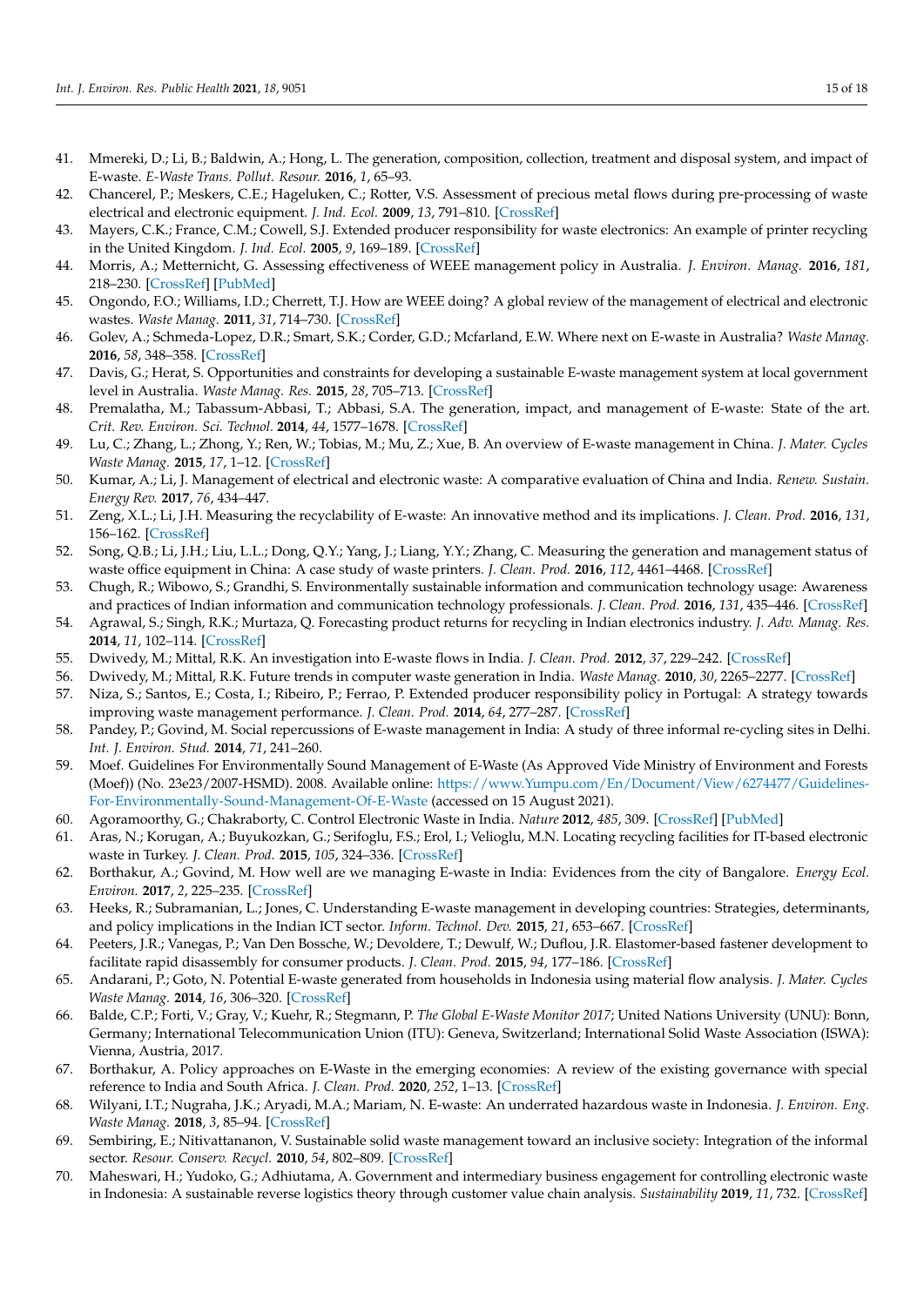41. Mmereki, D.; Li, B.; Baldwin, A.; Hong, L. The generation, composition, collection, treatment and disposal system, and impact of E-waste. *E-Waste Trans. Pollut. Resour.* **2016**, *1*, 65–93.
42. Chancerel, P.; Meskers, C.E.; Hageluken, C.; Rotter, V.S. Assessment of precious metal flows during pre-processing of waste electrical and electronic equipment. *J. Ind. Ecol.* **2009**, *13*, 791–810. [CrossRef]
43. Mayers, C.K.; France, C.M.; Cowell, S.J. Extended producer responsibility for waste electronics: An example of printer recycling in the United Kingdom. *J. Ind. Ecol.* **2005**, *9*, 169–189. [CrossRef]
44. Morris, A.; Metternicht, G. Assessing effectiveness of WEEE management policy in Australia. *J. Environ. Manag.* **2016**, *181*, 218–230. [CrossRef] [PubMed]
45. Ongondo, F.O.; Williams, I.D.; Cherrett, T.J. How are WEEE doing? A global review of the management of electrical and electronic wastes. *Waste Manag.* **2011**, *31*, 714–730. [CrossRef]
46. Golev, A.; Schmeda-Lopez, D.R.; Smart, S.K.; Corder, G.D.; Mcfarland, E.W. Where next on E-waste in Australia? *Waste Manag.* **2016**, *58*, 348–358. [CrossRef]
47. Davis, G.; Herat, S. Opportunities and constraints for developing a sustainable E-waste management system at local government level in Australia. *Waste Manag. Res.* **2015**, *28*, 705–713. [CrossRef]
48. Premalatha, M.; Tabassum-Abbasi, T.; Abbasi, S.A. The generation, impact, and management of E-waste: State of the art. *Crit. Rev. Environ. Sci. Technol.* **2014**, *44*, 1577–1678. [CrossRef]
49. Lu, C.; Zhang, L.; Zhong, Y.; Ren, W.; Tobias, M.; Mu, Z.; Xue, B. An overview of E-waste management in China. *J. Mater. Cycles Waste Manag.* **2015**, *17*, 1–12. [CrossRef]
50. Kumar, A.; Li, J. Management of electrical and electronic waste: A comparative evaluation of China and India. *Renew. Sustain. Energy Rev.* **2017**, *76*, 434–447.
51. Zeng, X.L.; Li, J.H. Measuring the recyclability of E-waste: An innovative method and its implications. *J. Clean. Prod.* **2016**, *131*, 156–162. [CrossRef]
52. Song, Q.B.; Li, J.H.; Liu, L.L.; Dong, Q.Y.; Yang, J.; Liang, Y.Y.; Zhang, C. Measuring the generation and management status of waste office equipment in China: A case study of waste printers. *J. Clean. Prod.* **2016**, *112*, 4461–4468. [CrossRef]
53. Chugh, R.; Wibowo, S.; Grandhi, S. Environmentally sustainable information and communication technology usage: Awareness and practices of Indian information and communication technology professionals. *J. Clean. Prod.* **2016**, *131*, 435–446. [CrossRef]
54. Agrawal, S.; Singh, R.K.; Murtaza, Q. Forecasting product returns for recycling in Indian electronics industry. *J. Adv. Manag. Res.* **2014**, *11*, 102–114. [CrossRef]
55. Dwivedy, M.; Mittal, R.K. An investigation into E-waste flows in India. *J. Clean. Prod.* **2012**, *37*, 229–242. [CrossRef]
56. Dwivedy, M.; Mittal, R.K. Future trends in computer waste generation in India. *Waste Manag.* **2010**, *30*, 2265–2277. [CrossRef]
57. Niza, S.; Santos, E.; Costa, I.; Ribeiro, P.; Ferrao, P. Extended producer responsibility policy in Portugal: A strategy towards improving waste management performance. *J. Clean. Prod.* **2014**, *64*, 277–287. [CrossRef]
58. Pandey, P.; Govind, M. Social repercussions of E-waste management in India: A study of three informal re-cycling sites in Delhi. *Int. J. Environ. Stud.* **2014**, *71*, 241–260.
59. Moef. Guidelines For Environmentally Sound Management of E-Waste (As Approved Vide Ministry of Environment and Forests (Moef)) (No. 23e23/2007-HSMD). 2008. Available online: https://www.Yumpu.com/En/Document/View/6274477/Guidelines-For-Environmentally-Sound-Management-Of-E-Waste (accessed on 15 August 2021).
60. Agoramoorthy, G.; Chakraborty, C. Control Electronic Waste in India. *Nature* **2012**, *485*, 309. [CrossRef] [PubMed]
61. Aras, N.; Korugan, A.; Buyukozkan, G.; Serifoglu, F.S.; Erol, I.; Velioglu, M.N. Locating recycling facilities for IT-based electronic waste in Turkey. *J. Clean. Prod.* **2015**, *105*, 324–336. [CrossRef]
62. Borthakur, A.; Govind, M. How well are we managing E-waste in India: Evidences from the city of Bangalore. *Energy Ecol. Environ.* **2017**, *2*, 225–235. [CrossRef]
63. Heeks, R.; Subramanian, L.; Jones, C. Understanding E-waste management in developing countries: Strategies, determinants, and policy implications in the Indian ICT sector. *Inform. Technol. Dev.* **2015**, *21*, 653–667. [CrossRef]
64. Peeters, J.R.; Vanegas, P.; Van Den Bossche, W.; Devoldere, T.; Dewulf, W.; Duflou, J.R. Elastomer-based fastener development to facilitate rapid disassembly for consumer products. *J. Clean. Prod.* **2015**, *94*, 177–186. [CrossRef]
65. Andarani, P.; Goto, N. Potential E-waste generated from households in Indonesia using material flow analysis. *J. Mater. Cycles Waste Manag.* **2014**, *16*, 306–320. [CrossRef]
66. Balde, C.P.; Forti, V.; Gray, V.; Kuehr, R.; Stegmann, P. *The Global E-Waste Monitor 2017*; United Nations University (UNU): Bonn, Germany; International Telecommunication Union (ITU): Geneva, Switzerland; International Solid Waste Association (ISWA): Vienna, Austria, 2017.
67. Borthakur, A. Policy approaches on E-Waste in the emerging economies: A review of the existing governance with special reference to India and South Africa. *J. Clean. Prod.* **2020**, *252*, 1–13. [CrossRef]
68. Wilyani, I.T.; Nugraha, J.K.; Aryadi, M.A.; Mariam, N. E-waste: An underrated hazardous waste in Indonesia. *J. Environ. Eng. Waste Manag.* **2018**, *3*, 85–94. [CrossRef]
69. Sembiring, E.; Nitivattananon, V. Sustainable solid waste management toward an inclusive society: Integration of the informal sector. *Resour. Conserv. Recycl.* **2010**, *54*, 802–809. [CrossRef]
70. Maheswari, H.; Yudoko, G.; Adhiutama, A. Government and intermediary business engagement for controlling electronic waste in Indonesia: A sustainable reverse logistics theory through customer value chain analysis. *Sustainability* **2019**, *11*, 732. [CrossRef]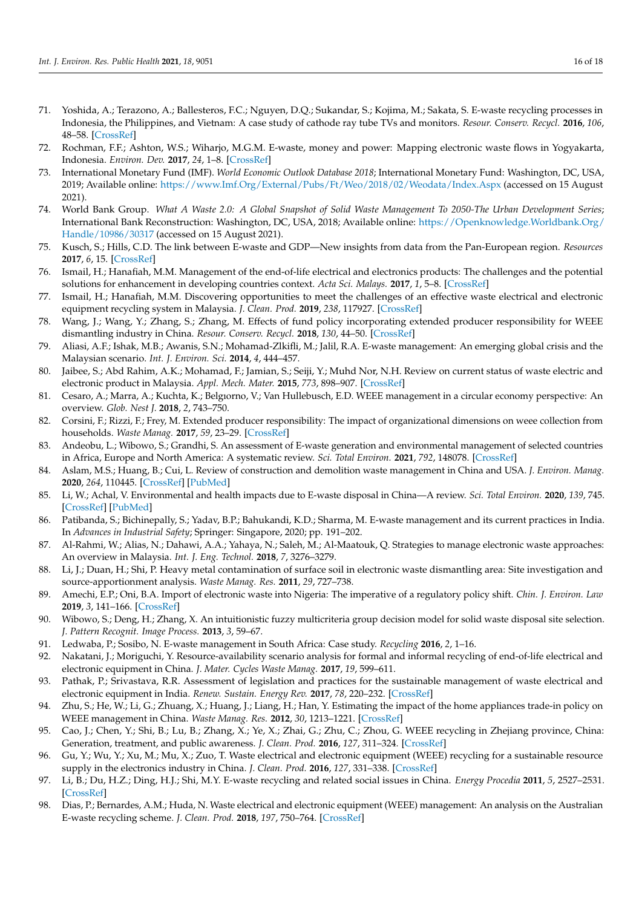71. Yoshida, A.; Terazono, A.; Ballesteros, F.C.; Nguyen, D.Q.; Sukandar, S.; Kojima, M.; Sakata, S. E-waste recycling processes in Indonesia, the Philippines, and Vietnam: A case study of cathode ray tube TVs and monitors. *Resour. Conserv. Recycl.* **2016**, *106*, 48–58. [CrossRef]
72. Rochman, F.F.; Ashton, W.S.; Wiharjo, M.G.M. E-waste, money and power: Mapping electronic waste flows in Yogyakarta, Indonesia. *Environ. Dev.* **2017**, *24*, 1–8. [CrossRef]
73. International Monetary Fund (IMF). *World Economic Outlook Database 2018*; International Monetary Fund: Washington, DC, USA, 2019; Available online: https://www.Imf.Org/External/Pubs/Ft/Weo/2018/02/Weodata/Index.Aspx (accessed on 15 August 2021).
74. World Bank Group. *What A Waste 2.0: A Global Snapshot of Solid Waste Management To 2050-The Urban Development Series*; International Bank Reconstruction: Washington, DC, USA, 2018; Available online: https://Openknowledge.Worldbank.Org/Handle/10986/30317 (accessed on 15 August 2021).
75. Kusch, S.; Hills, C.D. The link between E-waste and GDP—New insights from data from the Pan-European region. *Resources* **2017**, *6*, 15. [CrossRef]
76. Ismail, H.; Hanafiah, M.M. Management of the end-of-life electrical and electronics products: The challenges and the potential solutions for enhancement in developing countries context. *Acta Sci. Malays.* **2017**, *1*, 5–8. [CrossRef]
77. Ismail, H.; Hanafiah, M.M. Discovering opportunities to meet the challenges of an effective waste electrical and electronic equipment recycling system in Malaysia. *J. Clean. Prod.* **2019**, *238*, 117927. [CrossRef]
78. Wang, J.; Wang, Y.; Zhang, S.; Zhang, M. Effects of fund policy incorporating extended producer responsibility for WEEE dismantling industry in China. *Resour. Conserv. Recycl.* **2018**, *130*, 44–50. [CrossRef]
79. Aliasi, A.F.; Ishak, M.B.; Awanis, S.N.; Mohamad-Zlkifli, M.; Jalil, R.A. E-waste management: An emerging global crisis and the Malaysian scenario. *Int. J. Environ. Sci.* **2014**, *4*, 444–457.
80. Jaibee, S.; Abd Rahim, A.K.; Mohamad, F.; Jamian, S.; Seiji, Y.; Muhd Nor, N.H. Review on current status of waste electric and electronic product in Malaysia. *Appl. Mech. Mater.* **2015**, *773*, 898–907. [CrossRef]
81. Cesaro, A.; Marra, A.; Kuchta, K.; Belgıorno, V.; Van Hullebusch, E.D. WEEE management in a circular economy perspective: An overview. *Glob. Nest J.* **2018**, *2*, 743–750.
82. Corsini, F.; Rizzi, F.; Frey, M. Extended producer responsibility: The impact of organizational dimensions on weee collection from households. *Waste Manag.* **2017**, *59*, 23–29. [CrossRef]
83. Andeobu, L.; Wibowo, S.; Grandhi, S. An assessment of E-waste generation and environmental management of selected countries in Africa, Europe and North America: A systematic review. *Sci. Total Environ.* **2021**, *792*, 148078. [CrossRef]
84. Aslam, M.S.; Huang, B.; Cui, L. Review of construction and demolition waste management in China and USA. *J. Environ. Manag.* **2020**, *264*, 110445. [CrossRef] [PubMed]
85. Li, W.; Achal, V. Environmental and health impacts due to E-waste disposal in China—A review. *Sci. Total Environ.* **2020**, *139*, 745. [CrossRef] [PubMed]
86. Patibanda, S.; Bichinepally, S.; Yadav, B.P.; Bahukandi, K.D.; Sharma, M. E-waste management and its current practices in India. In *Advances in Industrial Safety*; Springer: Singapore, 2020; pp. 191–202.
87. Al-Rahmi, W.; Alias, N.; Dahawi, A.A.; Yahaya, N.; Saleh, M.; Al-Maatouk, Q. Strategies to manage electronic waste approaches: An overview in Malaysia. *Int. J. Eng. Technol.* **2018**, *7*, 3276–3279.
88. Li, J.; Duan, H.; Shi, P. Heavy metal contamination of surface soil in electronic waste dismantling area: Site investigation and source-apportionment analysis. *Waste Manag. Res.* **2011**, *29*, 727–738.
89. Amechi, E.P.; Oni, B.A. Import of electronic waste into Nigeria: The imperative of a regulatory policy shift. *Chin. J. Environ. Law* **2019**, *3*, 141–166. [CrossRef]
90. Wibowo, S.; Deng, H.; Zhang, X. An intuitionistic fuzzy multicriteria group decision model for solid waste disposal site selection. *J. Pattern Recognit. Image Process.* **2013**, *3*, 59–67.
91. Ledwaba, P.; Sosibo, N. E-waste management in South Africa: Case study. *Recycling* **2016**, *2*, 1–16.
92. Nakatani, J.; Moriguchi, Y. Resource-availability scenario analysis for formal and informal recycling of end-of-life electrical and electronic equipment in China. *J. Mater. Cycles Waste Manag.* **2017**, *19*, 599–611.
93. Pathak, P.; Srivastava, R.R. Assessment of legislation and practices for the sustainable management of waste electrical and electronic equipment in India. *Renew. Sustain. Energy Rev.* **2017**, *78*, 220–232. [CrossRef]
94. Zhu, S.; He, W.; Li, G.; Zhuang, X.; Huang, J.; Liang, H.; Han, Y. Estimating the impact of the home appliances trade-in policy on WEEE management in China. *Waste Manag. Res.* **2012**, *30*, 1213–1221. [CrossRef]
95. Cao, J.; Chen, Y.; Shi, B.; Lu, B.; Zhang, X.; Ye, X.; Zhai, G.; Zhu, C.; Zhou, G. WEEE recycling in Zhejiang province, China: Generation, treatment, and public awareness. *J. Clean. Prod.* **2016**, *127*, 311–324. [CrossRef]
96. Gu, Y.; Wu, Y.; Xu, M.; Mu, X.; Zuo, T. Waste electrical and electronic equipment (WEEE) recycling for a sustainable resource supply in the electronics industry in China. *J. Clean. Prod.* **2016**, *127*, 331–338. [CrossRef]
97. Li, B.; Du, H.Z.; Ding, H.J.; Shi, M.Y. E-waste recycling and related social issues in China. *Energy Procedia* **2011**, *5*, 2527–2531. [CrossRef]
98. Dias, P.; Bernardes, A.M.; Huda, N. Waste electrical and electronic equipment (WEEE) management: An analysis on the Australian E-waste recycling scheme. *J. Clean. Prod.* **2018**, *197*, 750–764. [CrossRef]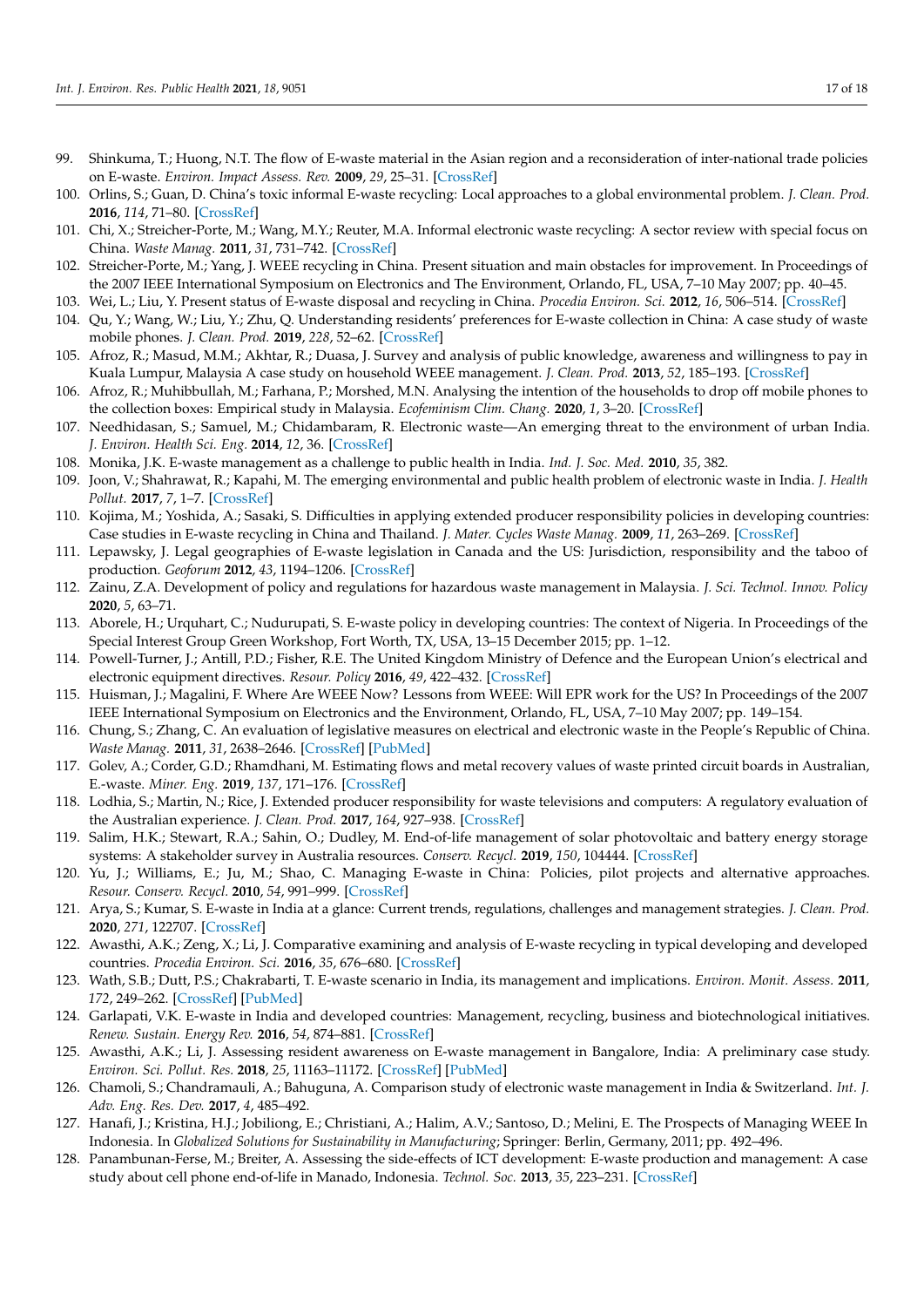99. Shinkuma, T.; Huong, N.T. The flow of E-waste material in the Asian region and a reconsideration of inter-national trade policies on E-waste. *Environ. Impact Assess. Rev.* **2009**, *29*, 25–31. [CrossRef]
100. Orlins, S.; Guan, D. China's toxic informal E-waste recycling: Local approaches to a global environmental problem. *J. Clean. Prod.* **2016**, *114*, 71–80. [CrossRef]
101. Chi, X.; Streicher-Porte, M.; Wang, M.Y.; Reuter, M.A. Informal electronic waste recycling: A sector review with special focus on China. *Waste Manag.* **2011**, *31*, 731–742. [CrossRef]
102. Streicher-Porte, M.; Yang, J. WEEE recycling in China. Present situation and main obstacles for improvement. In Proceedings of the 2007 IEEE International Symposium on Electronics and The Environment, Orlando, FL, USA, 7–10 May 2007; pp. 40–45.
103. Wei, L.; Liu, Y. Present status of E-waste disposal and recycling in China. *Procedia Environ. Sci.* **2012**, *16*, 506–514. [CrossRef]
104. Qu, Y.; Wang, W.; Liu, Y.; Zhu, Q. Understanding residents' preferences for E-waste collection in China: A case study of waste mobile phones. *J. Clean. Prod.* **2019**, *228*, 52–62. [CrossRef]
105. Afroz, R.; Masud, M.M.; Akhtar, R.; Duasa, J. Survey and analysis of public knowledge, awareness and willingness to pay in Kuala Lumpur, Malaysia A case study on household WEEE management. *J. Clean. Prod.* **2013**, *52*, 185–193. [CrossRef]
106. Afroz, R.; Muhibbullah, M.; Farhana, P.; Morshed, M.N. Analysing the intention of the households to drop off mobile phones to the collection boxes: Empirical study in Malaysia. *Ecofeminism Clim. Chang.* **2020**, *1*, 3–20. [CrossRef]
107. Needhidasan, S.; Samuel, M.; Chidambaram, R. Electronic waste—An emerging threat to the environment of urban India. *J. Environ. Health Sci. Eng.* **2014**, *12*, 36. [CrossRef]
108. Monika, J.K. E-waste management as a challenge to public health in India. *Ind. J. Soc. Med.* **2010**, *35*, 382.
109. Joon, V.; Shahrawat, R.; Kapahi, M. The emerging environmental and public health problem of electronic waste in India. *J. Health Pollut.* **2017**, *7*, 1–7. [CrossRef]
110. Kojima, M.; Yoshida, A.; Sasaki, S. Difficulties in applying extended producer responsibility policies in developing countries: Case studies in E-waste recycling in China and Thailand. *J. Mater. Cycles Waste Manag.* **2009**, *11*, 263–269. [CrossRef]
111. Lepawsky, J. Legal geographies of E-waste legislation in Canada and the US: Jurisdiction, responsibility and the taboo of production. *Geoforum* **2012**, *43*, 1194–1206. [CrossRef]
112. Zainu, Z.A. Development of policy and regulations for hazardous waste management in Malaysia. *J. Sci. Technol. Innov. Policy* **2020**, *5*, 63–71.
113. Aborele, H.; Urquhart, C.; Nudurupati, S. E-waste policy in developing countries: The context of Nigeria. In Proceedings of the Special Interest Group Green Workshop, Fort Worth, TX, USA, 13–15 December 2015; pp. 1–12.
114. Powell-Turner, J.; Antill, P.D.; Fisher, R.E. The United Kingdom Ministry of Defence and the European Union's electrical and electronic equipment directives. *Resour. Policy* **2016**, *49*, 422–432. [CrossRef]
115. Huisman, J.; Magalini, F. Where Are WEEE Now? Lessons from WEEE: Will EPR work for the US? In Proceedings of the 2007 IEEE International Symposium on Electronics and the Environment, Orlando, FL, USA, 7–10 May 2007; pp. 149–154.
116. Chung, S.; Zhang, C. An evaluation of legislative measures on electrical and electronic waste in the People's Republic of China. *Waste Manag.* **2011**, *31*, 2638–2646. [CrossRef] [PubMed]
117. Golev, A.; Corder, G.D.; Rhamdhani, M. Estimating flows and metal recovery values of waste printed circuit boards in Australian, E.-waste. *Miner. Eng.* **2019**, *137*, 171–176. [CrossRef]
118. Lodhia, S.; Martin, N.; Rice, J. Extended producer responsibility for waste televisions and computers: A regulatory evaluation of the Australian experience. *J. Clean. Prod.* **2017**, *164*, 927–938. [CrossRef]
119. Salim, H.K.; Stewart, R.A.; Sahin, O.; Dudley, M. End-of-life management of solar photovoltaic and battery energy storage systems: A stakeholder survey in Australia resources. *Conserv. Recycl.* **2019**, *150*, 104444. [CrossRef]
120. Yu, J.; Williams, E.; Ju, M.; Shao, C. Managing E-waste in China: Policies, pilot projects and alternative approaches. *Resour. Conserv. Recycl.* **2010**, *54*, 991–999. [CrossRef]
121. Arya, S.; Kumar, S. E-waste in India at a glance: Current trends, regulations, challenges and management strategies. *J. Clean. Prod.* **2020**, *271*, 122707. [CrossRef]
122. Awasthi, A.K.; Zeng, X.; Li, J. Comparative examining and analysis of E-waste recycling in typical developing and developed countries. *Procedia Environ. Sci.* **2016**, *35*, 676–680. [CrossRef]
123. Wath, S.B.; Dutt, P.S.; Chakrabarti, T. E-waste scenario in India, its management and implications. *Environ. Monit. Assess.* **2011**, *172*, 249–262. [CrossRef] [PubMed]
124. Garlapati, V.K. E-waste in India and developed countries: Management, recycling, business and biotechnological initiatives. *Renew. Sustain. Energy Rev.* **2016**, *54*, 874–881. [CrossRef]
125. Awasthi, A.K.; Li, J. Assessing resident awareness on E-waste management in Bangalore, India: A preliminary case study. *Environ. Sci. Pollut. Res.* **2018**, *25*, 11163–11172. [CrossRef] [PubMed]
126. Chamoli, S.; Chandramauli, A.; Bahuguna, A. Comparison study of electronic waste management in India & Switzerland. *Int. J. Adv. Eng. Res. Dev.* **2017**, *4*, 485–492.
127. Hanafi, J.; Kristina, H.J.; Jobiliong, E.; Christiani, A.; Halim, A.V.; Santoso, D.; Melini, E. The Prospects of Managing WEEE In Indonesia. In *Globalized Solutions for Sustainability in Manufacturing*; Springer: Berlin, Germany, 2011; pp. 492–496.
128. Panambunan-Ferse, M.; Breiter, A. Assessing the side-effects of ICT development: E-waste production and management: A case study about cell phone end-of-life in Manado, Indonesia. *Technol. Soc.* **2013**, *35*, 223–231. [CrossRef]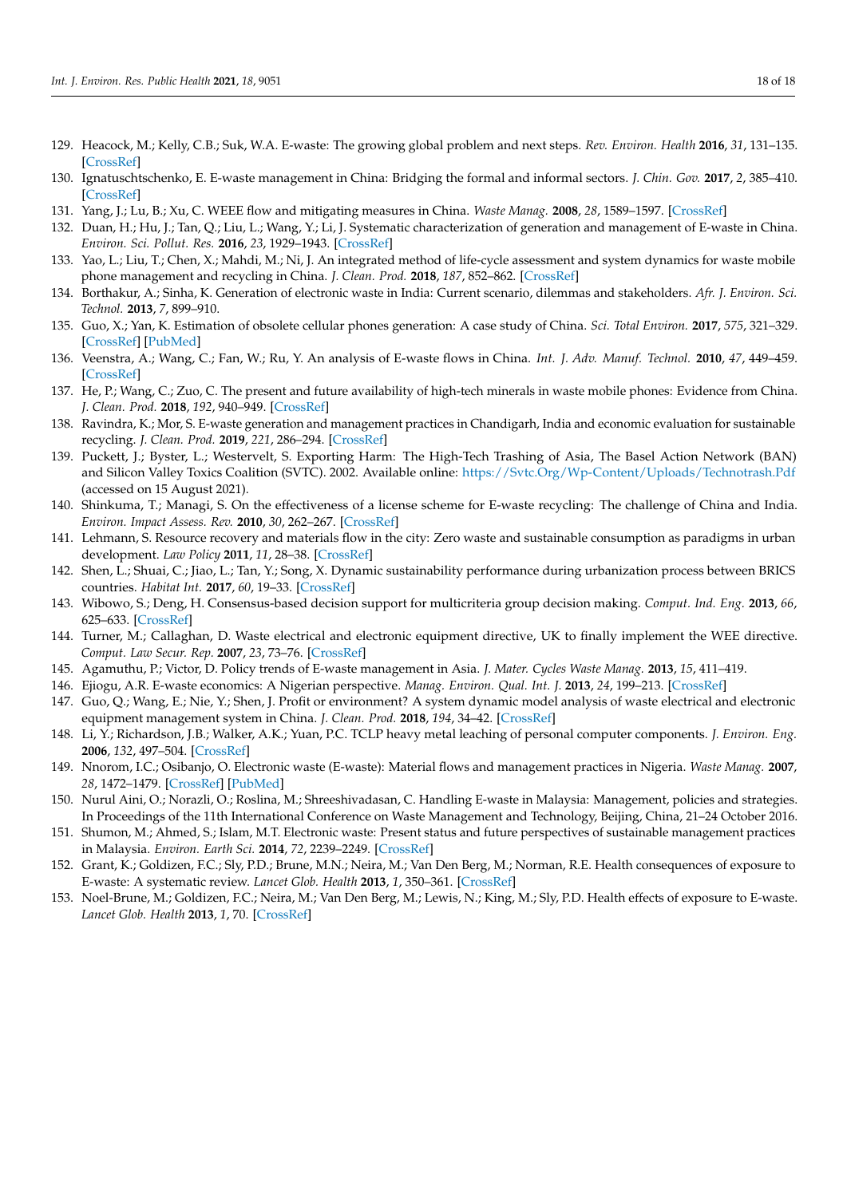129. Heacock, M.; Kelly, C.B.; Suk, W.A. E-waste: The growing global problem and next steps. *Rev. Environ. Health* **2016**, *31*, 131–135. [CrossRef]
130. Ignatuschtschenko, E. E-waste management in China: Bridging the formal and informal sectors. *J. Chin. Gov.* **2017**, *2*, 385–410. [CrossRef]
131. Yang, J.; Lu, B.; Xu, C. WEEE flow and mitigating measures in China. *Waste Manag.* **2008**, *28*, 1589–1597. [CrossRef]
132. Duan, H.; Hu, J.; Tan, Q.; Liu, L.; Wang, Y.; Li, J. Systematic characterization of generation and management of E-waste in China. *Environ. Sci. Pollut. Res.* **2016**, *23*, 1929–1943. [CrossRef]
133. Yao, L.; Liu, T.; Chen, X.; Mahdi, M.; Ni, J. An integrated method of life-cycle assessment and system dynamics for waste mobile phone management and recycling in China. *J. Clean. Prod.* **2018**, *187*, 852–862. [CrossRef]
134. Borthakur, A.; Sinha, K. Generation of electronic waste in India: Current scenario, dilemmas and stakeholders. *Afr. J. Environ. Sci. Technol.* **2013**, *7*, 899–910.
135. Guo, X.; Yan, K. Estimation of obsolete cellular phones generation: A case study of China. *Sci. Total Environ.* **2017**, *575*, 321–329. [CrossRef] [PubMed]
136. Veenstra, A.; Wang, C.; Fan, W.; Ru, Y. An analysis of E-waste flows in China. *Int. J. Adv. Manuf. Technol.* **2010**, *47*, 449–459. [CrossRef]
137. He, P.; Wang, C.; Zuo, C. The present and future availability of high-tech minerals in waste mobile phones: Evidence from China. *J. Clean. Prod.* **2018**, *192*, 940–949. [CrossRef]
138. Ravindra, K.; Mor, S. E-waste generation and management practices in Chandigarh, India and economic evaluation for sustainable recycling. *J. Clean. Prod.* **2019**, *221*, 286–294. [CrossRef]
139. Puckett, J.; Byster, L.; Westervelt, S. Exporting Harm: The High-Tech Trashing of Asia, The Basel Action Network (BAN) and Silicon Valley Toxics Coalition (SVTC). 2002. Available online: https://Svtc.Org/Wp-Content/Uploads/Technotrash.Pdf (accessed on 15 August 2021).
140. Shinkuma, T.; Managi, S. On the effectiveness of a license scheme for E-waste recycling: The challenge of China and India. *Environ. Impact Assess. Rev.* **2010**, *30*, 262–267. [CrossRef]
141. Lehmann, S. Resource recovery and materials flow in the city: Zero waste and sustainable consumption as paradigms in urban development. *Law Policy* **2011**, *11*, 28–38. [CrossRef]
142. Shen, L.; Shuai, C.; Jiao, L.; Tan, Y.; Song, X. Dynamic sustainability performance during urbanization process between BRICS countries. *Habitat Int.* **2017**, *60*, 19–33. [CrossRef]
143. Wibowo, S.; Deng, H. Consensus-based decision support for multicriteria group decision making. *Comput. Ind. Eng.* **2013**, *66*, 625–633. [CrossRef]
144. Turner, M.; Callaghan, D. Waste electrical and electronic equipment directive, UK to finally implement the WEE directive. *Comput. Law Secur. Rep.* **2007**, *23*, 73–76. [CrossRef]
145. Agamuthu, P.; Victor, D. Policy trends of E-waste management in Asia. *J. Mater. Cycles Waste Manag.* **2013**, *15*, 411–419.
146. Ejiogu, A.R. E-waste economics: A Nigerian perspective. *Manag. Environ. Qual. Int. J.* **2013**, *24*, 199–213. [CrossRef]
147. Guo, Q.; Wang, E.; Nie, Y.; Shen, J. Profit or environment? A system dynamic model analysis of waste electrical and electronic equipment management system in China. *J. Clean. Prod.* **2018**, *194*, 34–42. [CrossRef]
148. Li, Y.; Richardson, J.B.; Walker, A.K.; Yuan, P.C. TCLP heavy metal leaching of personal computer components. *J. Environ. Eng.* **2006**, *132*, 497–504. [CrossRef]
149. Nnorom, I.C.; Osibanjo, O. Electronic waste (E-waste): Material flows and management practices in Nigeria. *Waste Manag.* **2007**, *28*, 1472–1479. [CrossRef] [PubMed]
150. Nurul Aini, O.; Norazli, O.; Roslina, M.; Shreeshivadasan, C. Handling E-waste in Malaysia: Management, policies and strategies. In Proceedings of the 11th International Conference on Waste Management and Technology, Beijing, China, 21–24 October 2016.
151. Shumon, M.; Ahmed, S.; Islam, M.T. Electronic waste: Present status and future perspectives of sustainable management practices in Malaysia. *Environ. Earth Sci.* **2014**, *72*, 2239–2249. [CrossRef]
152. Grant, K.; Goldizen, F.C.; Sly, P.D.; Brune, M.N.; Neira, M.; Van Den Berg, M.; Norman, R.E. Health consequences of exposure to E-waste: A systematic review. *Lancet Glob. Health* **2013**, *1*, 350–361. [CrossRef]
153. Noel-Brune, M.; Goldizen, F.C.; Neira, M.; Van Den Berg, M.; Lewis, N.; King, M.; Sly, P.D. Health effects of exposure to E-waste. *Lancet Glob. Health* **2013**, *1*, 70. [CrossRef]